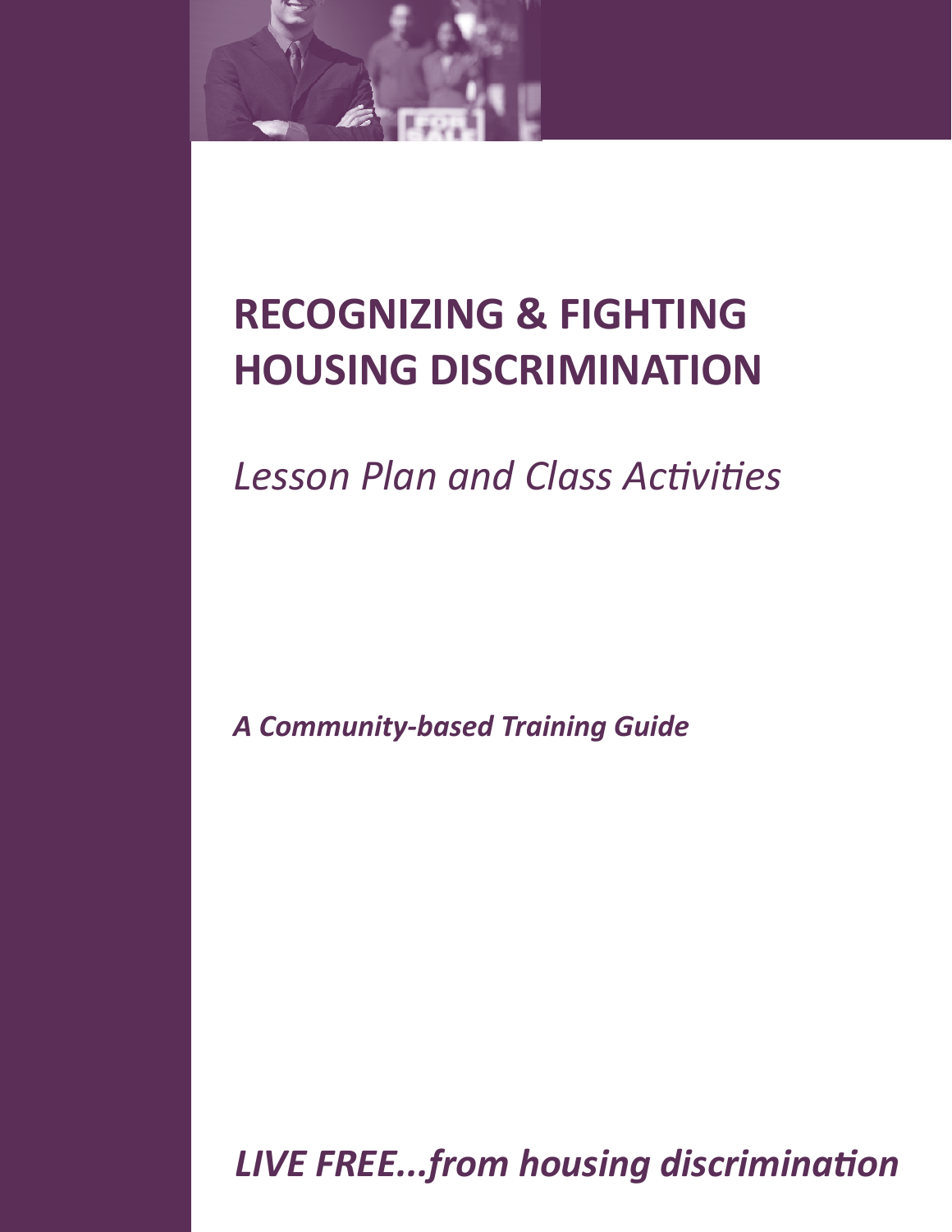# RECOGNIZING & FIGHTING HOUSING DISCRIMINATION

*Lesson Plan and Class Activities*

***A Community-based Training Guide***

***LIVE FREE...from housing discrimination***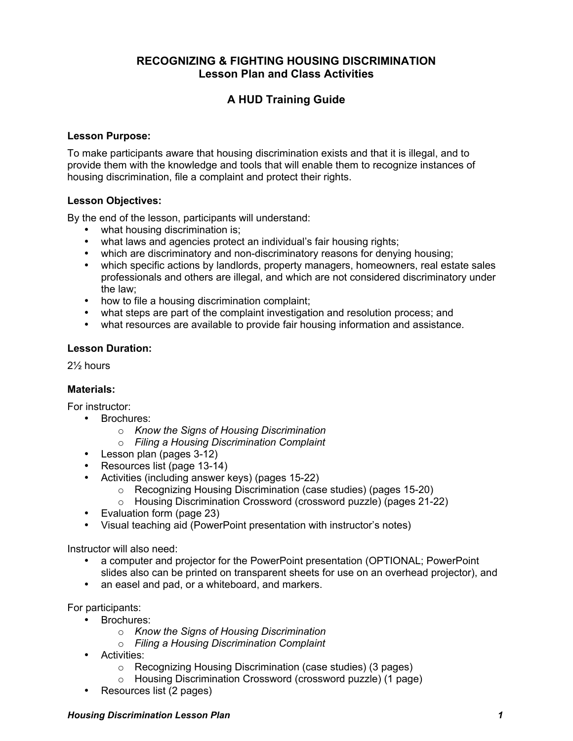# RECOGNIZING & FIGHTING HOUSING DISCRIMINATION
## Lesson Plan and Class Activities

## A HUD Training Guide

**Lesson Purpose:**

To make participants aware that housing discrimination exists and that it is illegal, and to provide them with the knowledge and tools that will enable them to recognize instances of housing discrimination, file a complaint and protect their rights.

**Lesson Objectives:**

By the end of the lesson, participants will understand:

- what housing discrimination is;
- what laws and agencies protect an individual's fair housing rights;
- which are discriminatory and non-discriminatory reasons for denying housing;
- which specific actions by landlords, property managers, homeowners, real estate sales professionals and others are illegal, and which are not considered discriminatory under the law;
- how to file a housing discrimination complaint;
- what steps are part of the complaint investigation and resolution process; and
- what resources are available to provide fair housing information and assistance.

**Lesson Duration:**

2½ hours

**Materials:**

For instructor:

- Brochures:
  - *Know the Signs of Housing Discrimination*
  - *Filing a Housing Discrimination Complaint*
- Lesson plan (pages 3-12)
- Resources list (page 13-14)
- Activities (including answer keys) (pages 15-22)
  - Recognizing Housing Discrimination (case studies) (pages 15-20)
  - Housing Discrimination Crossword (crossword puzzle) (pages 21-22)
- Evaluation form (page 23)
- Visual teaching aid (PowerPoint presentation with instructor's notes)

Instructor will also need:

- a computer and projector for the PowerPoint presentation (OPTIONAL; PowerPoint slides also can be printed on transparent sheets for use on an overhead projector), and
- an easel and pad, or a whiteboard, and markers.

For participants:

- Brochures:
  - *Know the Signs of Housing Discrimination*
  - *Filing a Housing Discrimination Complaint*
- Activities:
  - Recognizing Housing Discrimination (case studies) (3 pages)
  - Housing Discrimination Crossword (crossword puzzle) (1 page)
- Resources list (2 pages)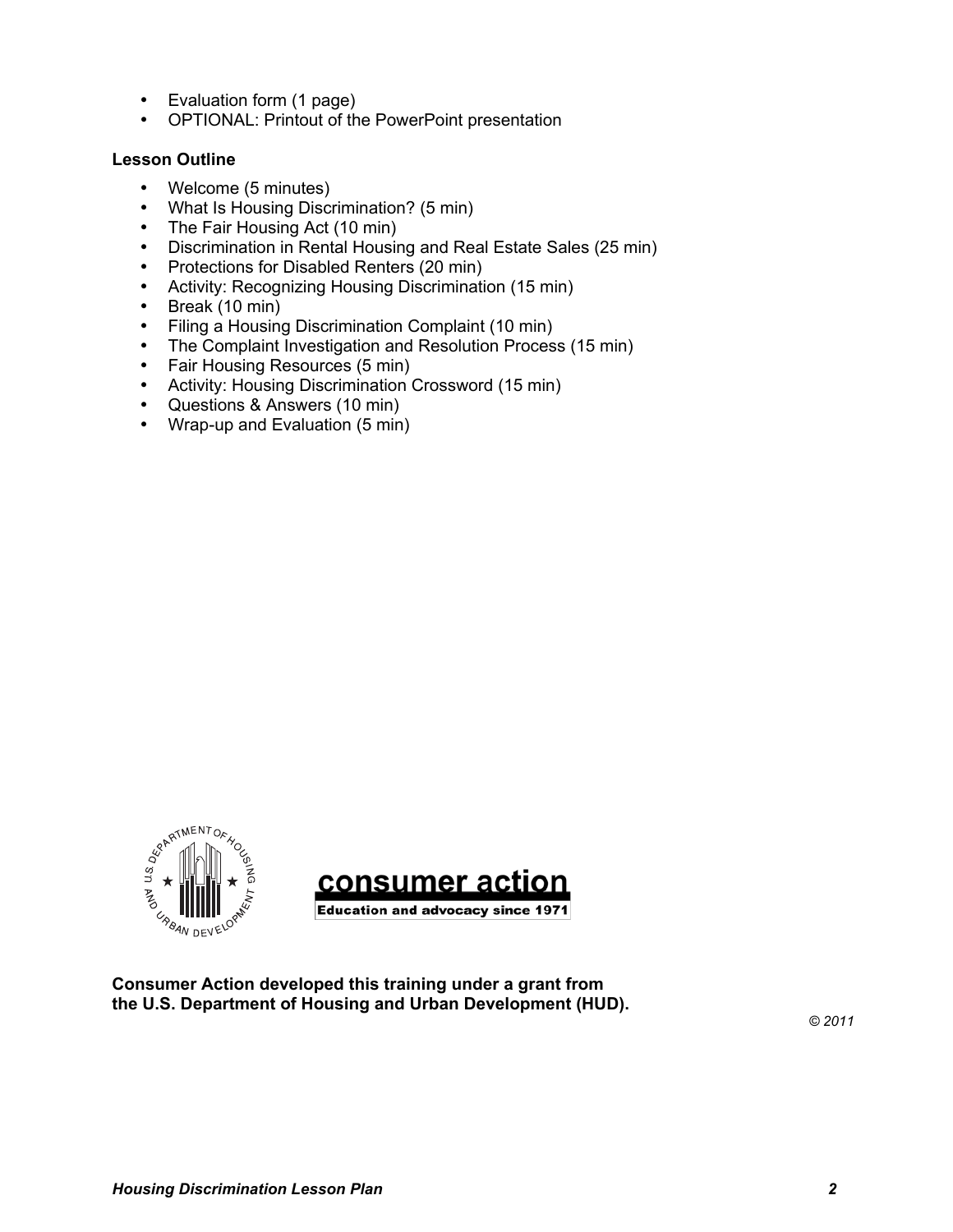- Evaluation form (1 page)
- OPTIONAL: Printout of the PowerPoint presentation

**Lesson Outline**

- Welcome (5 minutes)
- What Is Housing Discrimination? (5 min)
- The Fair Housing Act (10 min)
- Discrimination in Rental Housing and Real Estate Sales (25 min)
- Protections for Disabled Renters (20 min)
- Activity: Recognizing Housing Discrimination (15 min)
- Break (10 min)
- Filing a Housing Discrimination Complaint (10 min)
- The Complaint Investigation and Resolution Process (15 min)
- Fair Housing Resources (5 min)
- Activity: Housing Discrimination Crossword (15 min)
- Questions & Answers (10 min)
- Wrap-up and Evaluation (5 min)

**consumer action**
Education and advocacy since 1971

**Consumer Action developed this training under a grant from the U.S. Department of Housing and Urban Development (HUD).**

*© 2011*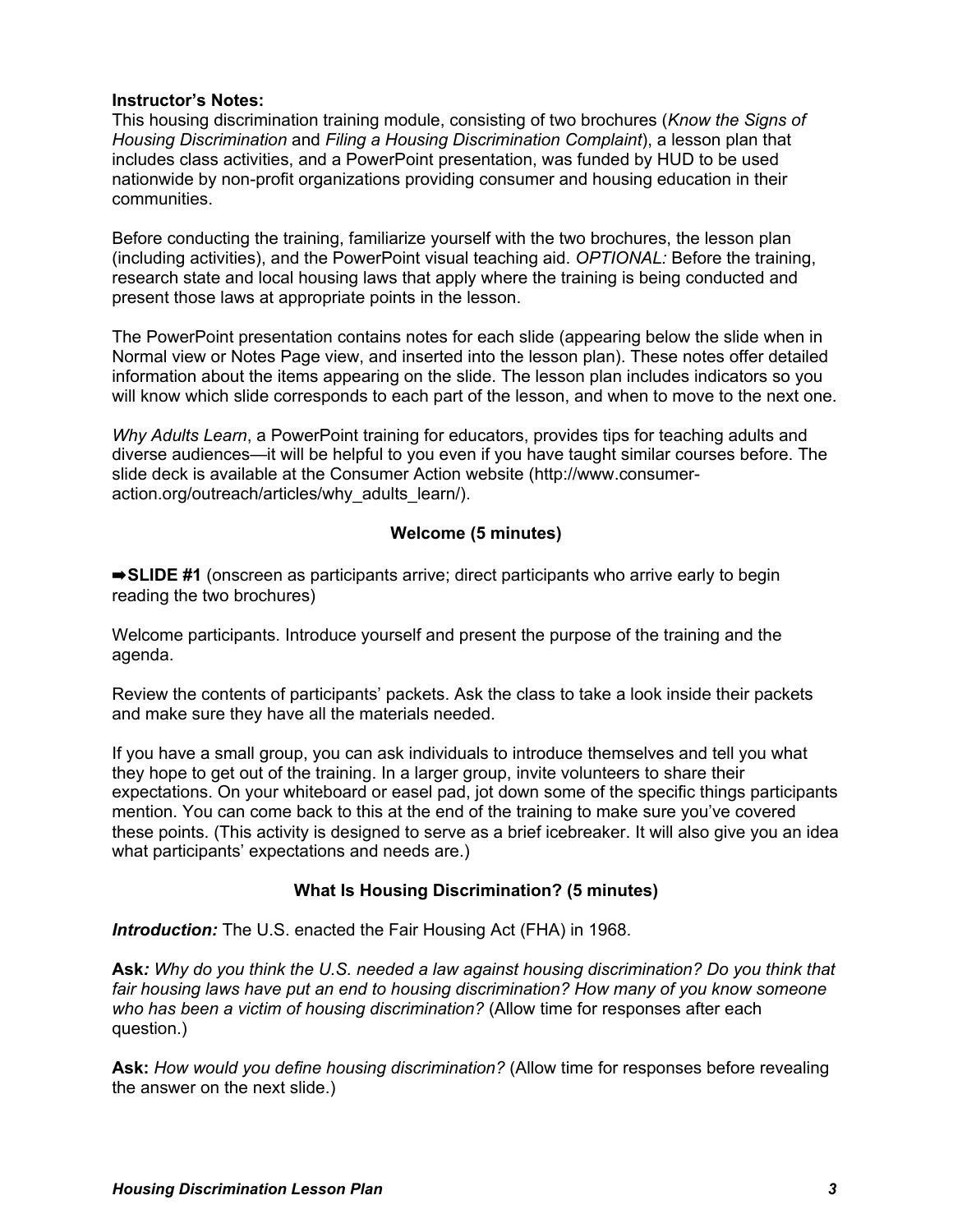**Instructor's Notes:**
This housing discrimination training module, consisting of two brochures (*Know the Signs of Housing Discrimination* and *Filing a Housing Discrimination Complaint*), a lesson plan that includes class activities, and a PowerPoint presentation, was funded by HUD to be used nationwide by non-profit organizations providing consumer and housing education in their communities.

Before conducting the training, familiarize yourself with the two brochures, the lesson plan (including activities), and the PowerPoint visual teaching aid. *OPTIONAL:* Before the training, research state and local housing laws that apply where the training is being conducted and present those laws at appropriate points in the lesson.

The PowerPoint presentation contains notes for each slide (appearing below the slide when in Normal view or Notes Page view, and inserted into the lesson plan). These notes offer detailed information about the items appearing on the slide. The lesson plan includes indicators so you will know which slide corresponds to each part of the lesson, and when to move to the next one.

*Why Adults Learn*, a PowerPoint training for educators, provides tips for teaching adults and diverse audiences—it will be helpful to you even if you have taught similar courses before. The slide deck is available at the Consumer Action website (http://www.consumer-action.org/outreach/articles/why_adults_learn/).

### Welcome (5 minutes)

➡**SLIDE #1** (onscreen as participants arrive; direct participants who arrive early to begin reading the two brochures)

Welcome participants. Introduce yourself and present the purpose of the training and the agenda.

Review the contents of participants' packets. Ask the class to take a look inside their packets and make sure they have all the materials needed.

If you have a small group, you can ask individuals to introduce themselves and tell you what they hope to get out of the training. In a larger group, invite volunteers to share their expectations. On your whiteboard or easel pad, jot down some of the specific things participants mention. You can come back to this at the end of the training to make sure you've covered these points. (This activity is designed to serve as a brief icebreaker. It will also give you an idea what participants' expectations and needs are.)

### What Is Housing Discrimination? (5 minutes)

***Introduction:*** The U.S. enacted the Fair Housing Act (FHA) in 1968.

**Ask***: Why do you think the U.S. needed a law against housing discrimination? Do you think that fair housing laws have put an end to housing discrimination? How many of you know someone who has been a victim of housing discrimination?* (Allow time for responses after each question.)

**Ask:** *How would you define housing discrimination?* (Allow time for responses before revealing the answer on the next slide.)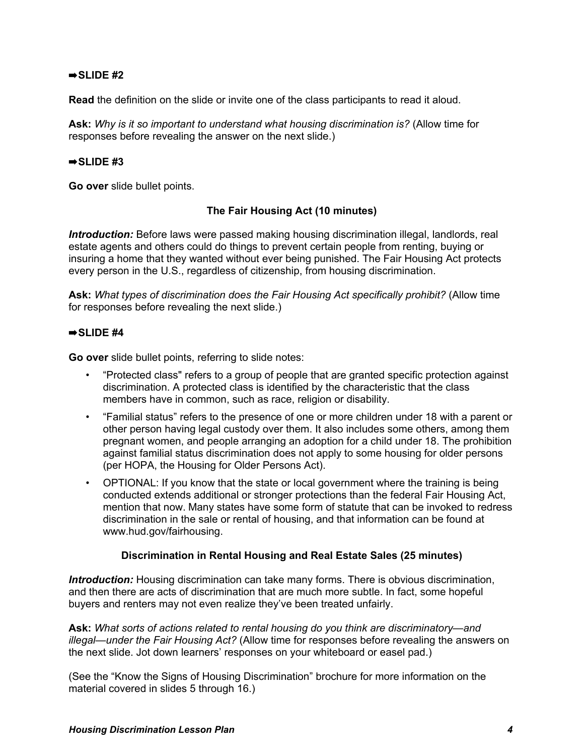**➡SLIDE #2**

**Read** the definition on the slide or invite one of the class participants to read it aloud.

**Ask:** *Why is it so important to understand what housing discrimination is?* (Allow time for responses before revealing the answer on the next slide.)

**➡SLIDE #3**

**Go over** slide bullet points.

### The Fair Housing Act (10 minutes)

***Introduction:*** Before laws were passed making housing discrimination illegal, landlords, real estate agents and others could do things to prevent certain people from renting, buying or insuring a home that they wanted without ever being punished. The Fair Housing Act protects every person in the U.S., regardless of citizenship, from housing discrimination.

**Ask:** *What types of discrimination does the Fair Housing Act specifically prohibit?* (Allow time for responses before revealing the next slide.)

**➡SLIDE #4**

**Go over** slide bullet points, referring to slide notes:

- "Protected class" refers to a group of people that are granted specific protection against discrimination. A protected class is identified by the characteristic that the class members have in common, such as race, religion or disability.
- "Familial status" refers to the presence of one or more children under 18 with a parent or other person having legal custody over them. It also includes some others, among them pregnant women, and people arranging an adoption for a child under 18. The prohibition against familial status discrimination does not apply to some housing for older persons (per HOPA, the Housing for Older Persons Act).
- OPTIONAL: If you know that the state or local government where the training is being conducted extends additional or stronger protections than the federal Fair Housing Act, mention that now. Many states have some form of statute that can be invoked to redress discrimination in the sale or rental of housing, and that information can be found at www.hud.gov/fairhousing.

### Discrimination in Rental Housing and Real Estate Sales (25 minutes)

***Introduction:*** Housing discrimination can take many forms. There is obvious discrimination, and then there are acts of discrimination that are much more subtle. In fact, some hopeful buyers and renters may not even realize they've been treated unfairly.

**Ask:** *What sorts of actions related to rental housing do you think are discriminatory—and illegal—under the Fair Housing Act?* (Allow time for responses before revealing the answers on the next slide. Jot down learners' responses on your whiteboard or easel pad.)

(See the "Know the Signs of Housing Discrimination" brochure for more information on the material covered in slides 5 through 16.)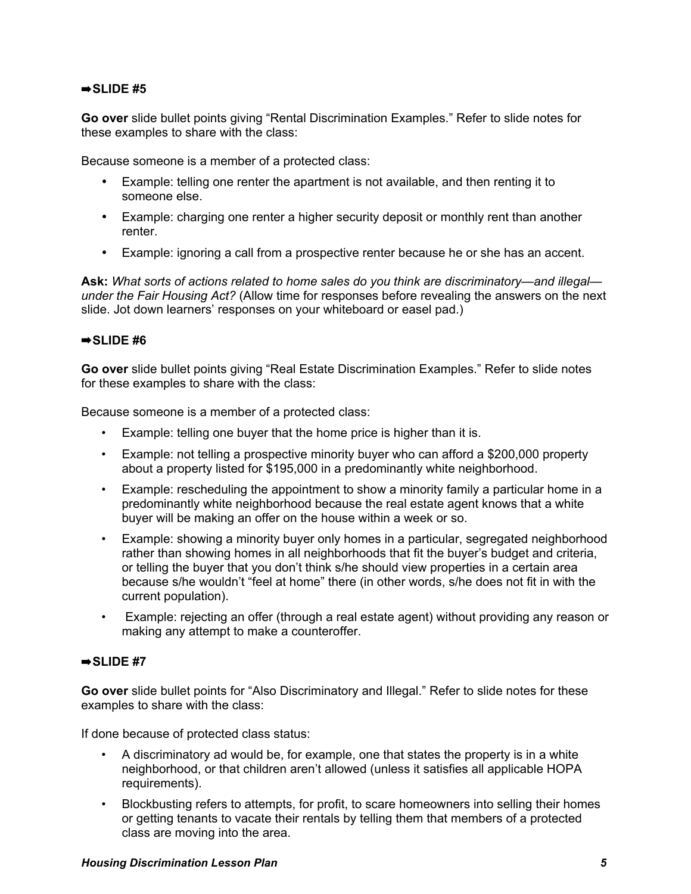**➡SLIDE #5**

**Go over** slide bullet points giving “Rental Discrimination Examples.” Refer to slide notes for these examples to share with the class:

Because someone is a member of a protected class:

- Example: telling one renter the apartment is not available, and then renting it to someone else.
- Example: charging one renter a higher security deposit or monthly rent than another renter.
- Example: ignoring a call from a prospective renter because he or she has an accent.

**Ask:** *What sorts of actions related to home sales do you think are discriminatory—and illegal—under the Fair Housing Act?* (Allow time for responses before revealing the answers on the next slide. Jot down learners’ responses on your whiteboard or easel pad.)

**➡SLIDE #6**

**Go over** slide bullet points giving “Real Estate Discrimination Examples.” Refer to slide notes for these examples to share with the class:

Because someone is a member of a protected class:

- Example: telling one buyer that the home price is higher than it is.
- Example: not telling a prospective minority buyer who can afford a $200,000 property about a property listed for $195,000 in a predominantly white neighborhood.
- Example: rescheduling the appointment to show a minority family a particular home in a predominantly white neighborhood because the real estate agent knows that a white buyer will be making an offer on the house within a week or so.
- Example: showing a minority buyer only homes in a particular, segregated neighborhood rather than showing homes in all neighborhoods that fit the buyer’s budget and criteria, or telling the buyer that you don’t think s/he should view properties in a certain area because s/he wouldn’t “feel at home” there (in other words, s/he does not fit in with the current population).
- Example: rejecting an offer (through a real estate agent) without providing any reason or making any attempt to make a counteroffer.

**➡SLIDE #7**

**Go over** slide bullet points for “Also Discriminatory and Illegal.” Refer to slide notes for these examples to share with the class:

If done because of protected class status:

- A discriminatory ad would be, for example, one that states the property is in a white neighborhood, or that children aren’t allowed (unless it satisfies all applicable HOPA requirements).
- Blockbusting refers to attempts, for profit, to scare homeowners into selling their homes or getting tenants to vacate their rentals by telling them that members of a protected class are moving into the area.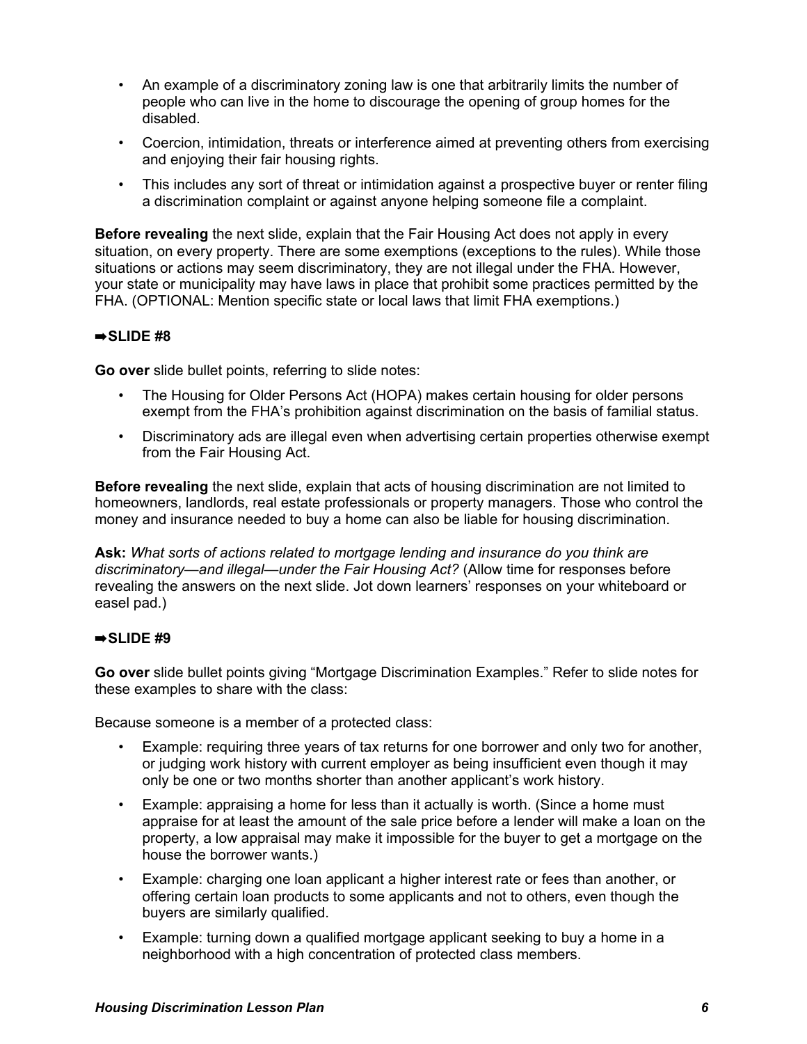- An example of a discriminatory zoning law is one that arbitrarily limits the number of people who can live in the home to discourage the opening of group homes for the disabled.
- Coercion, intimidation, threats or interference aimed at preventing others from exercising and enjoying their fair housing rights.
- This includes any sort of threat or intimidation against a prospective buyer or renter filing a discrimination complaint or against anyone helping someone file a complaint.

**Before revealing** the next slide, explain that the Fair Housing Act does not apply in every situation, on every property. There are some exemptions (exceptions to the rules). While those situations or actions may seem discriminatory, they are not illegal under the FHA. However, your state or municipality may have laws in place that prohibit some practices permitted by the FHA. (OPTIONAL: Mention specific state or local laws that limit FHA exemptions.)

**➡SLIDE #8**

**Go over** slide bullet points, referring to slide notes:

- The Housing for Older Persons Act (HOPA) makes certain housing for older persons exempt from the FHA's prohibition against discrimination on the basis of familial status.
- Discriminatory ads are illegal even when advertising certain properties otherwise exempt from the Fair Housing Act.

**Before revealing** the next slide, explain that acts of housing discrimination are not limited to homeowners, landlords, real estate professionals or property managers. Those who control the money and insurance needed to buy a home can also be liable for housing discrimination.

**Ask:** *What sorts of actions related to mortgage lending and insurance do you think are discriminatory—and illegal—under the Fair Housing Act?* (Allow time for responses before revealing the answers on the next slide. Jot down learners' responses on your whiteboard or easel pad.)

**➡SLIDE #9**

**Go over** slide bullet points giving "Mortgage Discrimination Examples." Refer to slide notes for these examples to share with the class:

Because someone is a member of a protected class:

- Example: requiring three years of tax returns for one borrower and only two for another, or judging work history with current employer as being insufficient even though it may only be one or two months shorter than another applicant's work history.
- Example: appraising a home for less than it actually is worth. (Since a home must appraise for at least the amount of the sale price before a lender will make a loan on the property, a low appraisal may make it impossible for the buyer to get a mortgage on the house the borrower wants.)
- Example: charging one loan applicant a higher interest rate or fees than another, or offering certain loan products to some applicants and not to others, even though the buyers are similarly qualified.
- Example: turning down a qualified mortgage applicant seeking to buy a home in a neighborhood with a high concentration of protected class members.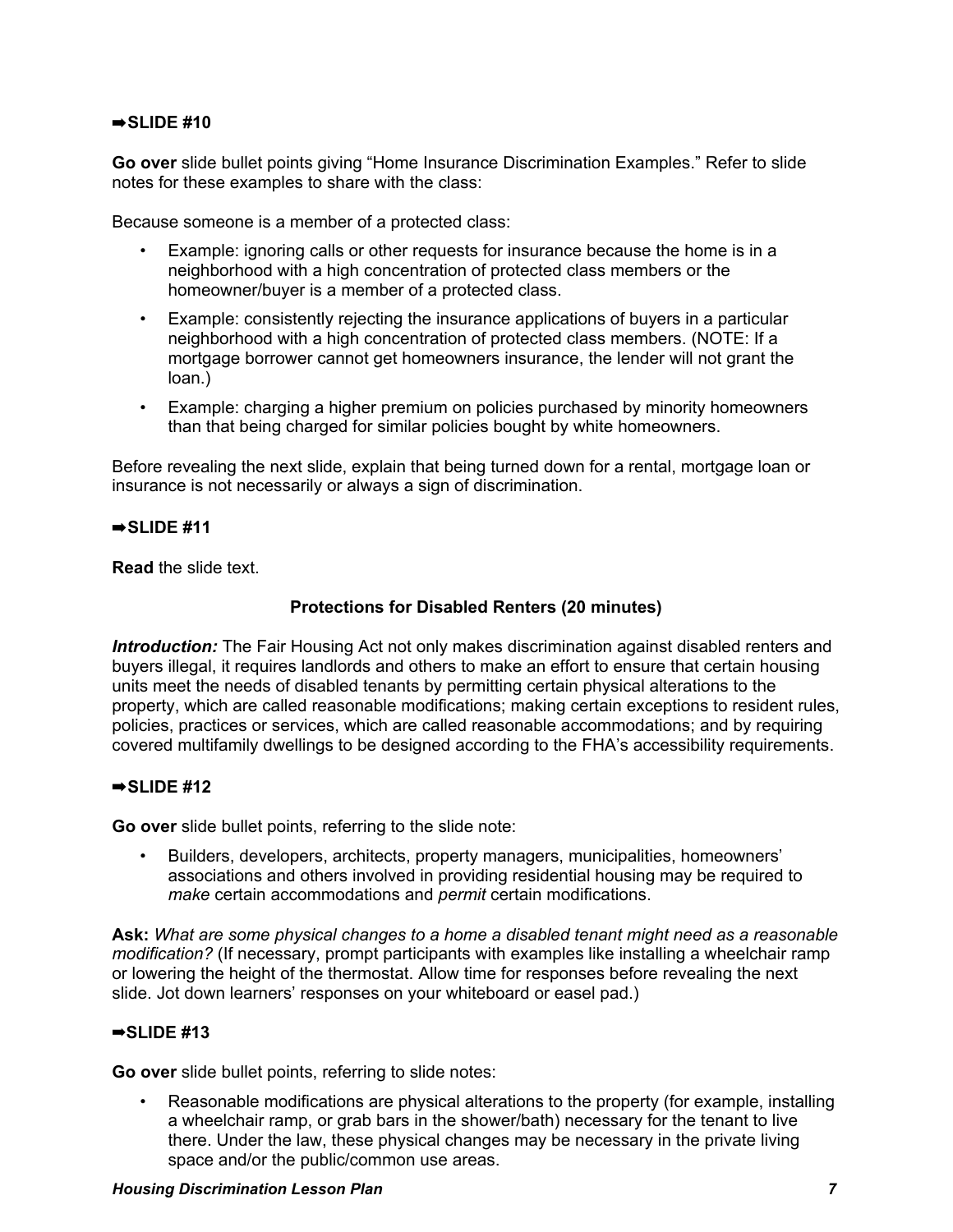**➡SLIDE #10**

**Go over** slide bullet points giving “Home Insurance Discrimination Examples.” Refer to slide notes for these examples to share with the class:

Because someone is a member of a protected class:

- Example: ignoring calls or other requests for insurance because the home is in a neighborhood with a high concentration of protected class members or the homeowner/buyer is a member of a protected class.
- Example: consistently rejecting the insurance applications of buyers in a particular neighborhood with a high concentration of protected class members. (NOTE: If a mortgage borrower cannot get homeowners insurance, the lender will not grant the loan.)
- Example: charging a higher premium on policies purchased by minority homeowners than that being charged for similar policies bought by white homeowners.

Before revealing the next slide, explain that being turned down for a rental, mortgage loan or insurance is not necessarily or always a sign of discrimination.

**➡SLIDE #11**

**Read** the slide text.

### Protections for Disabled Renters (20 minutes)

***Introduction:*** The Fair Housing Act not only makes discrimination against disabled renters and buyers illegal, it requires landlords and others to make an effort to ensure that certain housing units meet the needs of disabled tenants by permitting certain physical alterations to the property, which are called reasonable modifications; making certain exceptions to resident rules, policies, practices or services, which are called reasonable accommodations; and by requiring covered multifamily dwellings to be designed according to the FHA’s accessibility requirements.

**➡SLIDE #12**

**Go over** slide bullet points, referring to the slide note:

- Builders, developers, architects, property managers, municipalities, homeowners’ associations and others involved in providing residential housing may be required to *make* certain accommodations and *permit* certain modifications.

**Ask:** *What are some physical changes to a home a disabled tenant might need as a reasonable modification?* (If necessary, prompt participants with examples like installing a wheelchair ramp or lowering the height of the thermostat. Allow time for responses before revealing the next slide. Jot down learners’ responses on your whiteboard or easel pad.)

**➡SLIDE #13**

**Go over** slide bullet points, referring to slide notes:

- Reasonable modifications are physical alterations to the property (for example, installing a wheelchair ramp, or grab bars in the shower/bath) necessary for the tenant to live there. Under the law, these physical changes may be necessary in the private living space and/or the public/common use areas.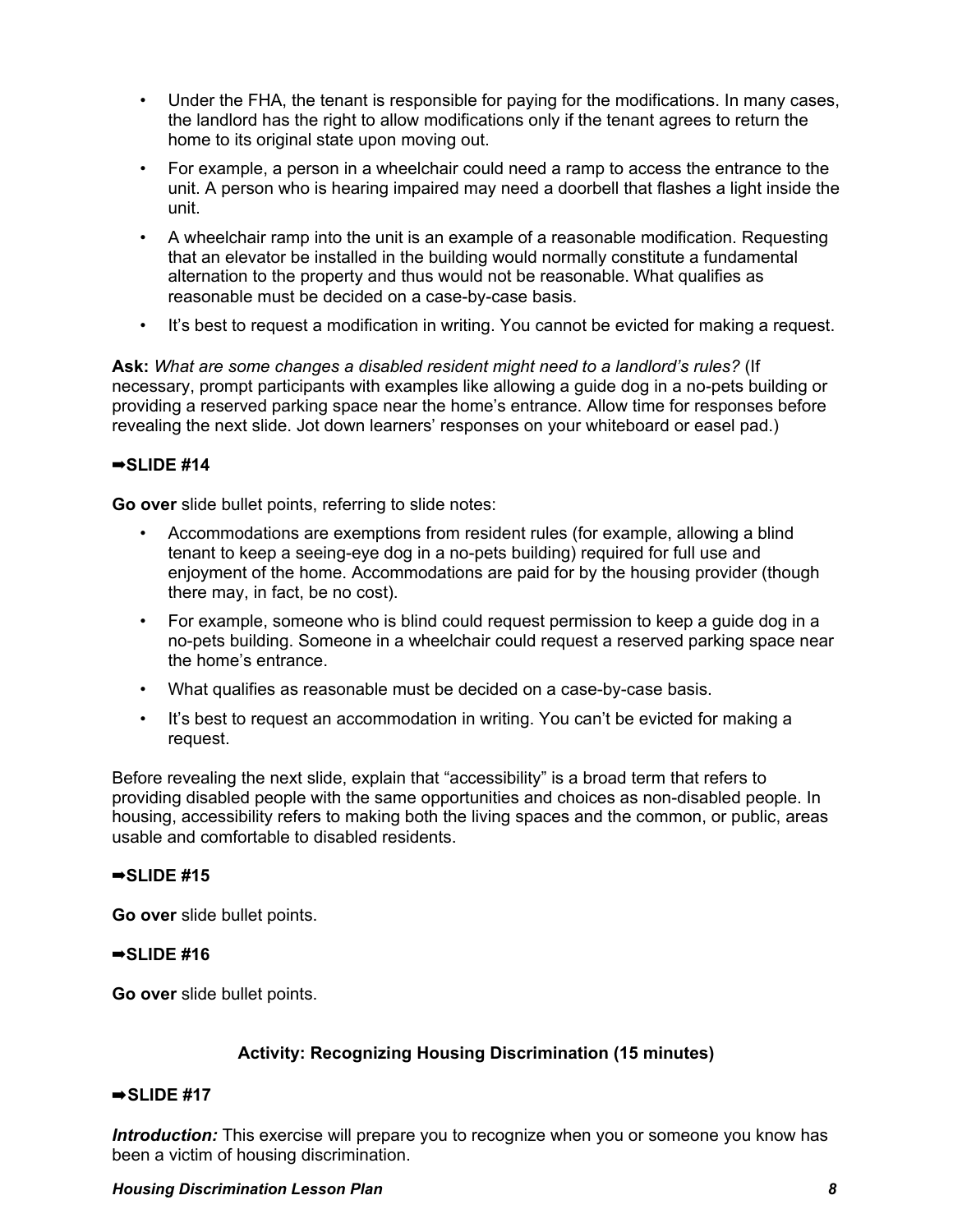- Under the FHA, the tenant is responsible for paying for the modifications. In many cases, the landlord has the right to allow modifications only if the tenant agrees to return the home to its original state upon moving out.
- For example, a person in a wheelchair could need a ramp to access the entrance to the unit. A person who is hearing impaired may need a doorbell that flashes a light inside the unit.
- A wheelchair ramp into the unit is an example of a reasonable modification. Requesting that an elevator be installed in the building would normally constitute a fundamental alternation to the property and thus would not be reasonable. What qualifies as reasonable must be decided on a case-by-case basis.
- It's best to request a modification in writing. You cannot be evicted for making a request.

**Ask:** *What are some changes a disabled resident might need to a landlord's rules?* (If necessary, prompt participants with examples like allowing a guide dog in a no-pets building or providing a reserved parking space near the home's entrance. Allow time for responses before revealing the next slide. Jot down learners' responses on your whiteboard or easel pad.)

**➡SLIDE #14**

**Go over** slide bullet points, referring to slide notes:

- Accommodations are exemptions from resident rules (for example, allowing a blind tenant to keep a seeing-eye dog in a no-pets building) required for full use and enjoyment of the home. Accommodations are paid for by the housing provider (though there may, in fact, be no cost).
- For example, someone who is blind could request permission to keep a guide dog in a no-pets building. Someone in a wheelchair could request a reserved parking space near the home's entrance.
- What qualifies as reasonable must be decided on a case-by-case basis.
- It's best to request an accommodation in writing. You can't be evicted for making a request.

Before revealing the next slide, explain that "accessibility" is a broad term that refers to providing disabled people with the same opportunities and choices as non-disabled people. In housing, accessibility refers to making both the living spaces and the common, or public, areas usable and comfortable to disabled residents.

**➡SLIDE #15**

**Go over** slide bullet points.

**➡SLIDE #16**

**Go over** slide bullet points.

### Activity: Recognizing Housing Discrimination (15 minutes)

**➡SLIDE #17**

***Introduction:*** This exercise will prepare you to recognize when you or someone you know has been a victim of housing discrimination.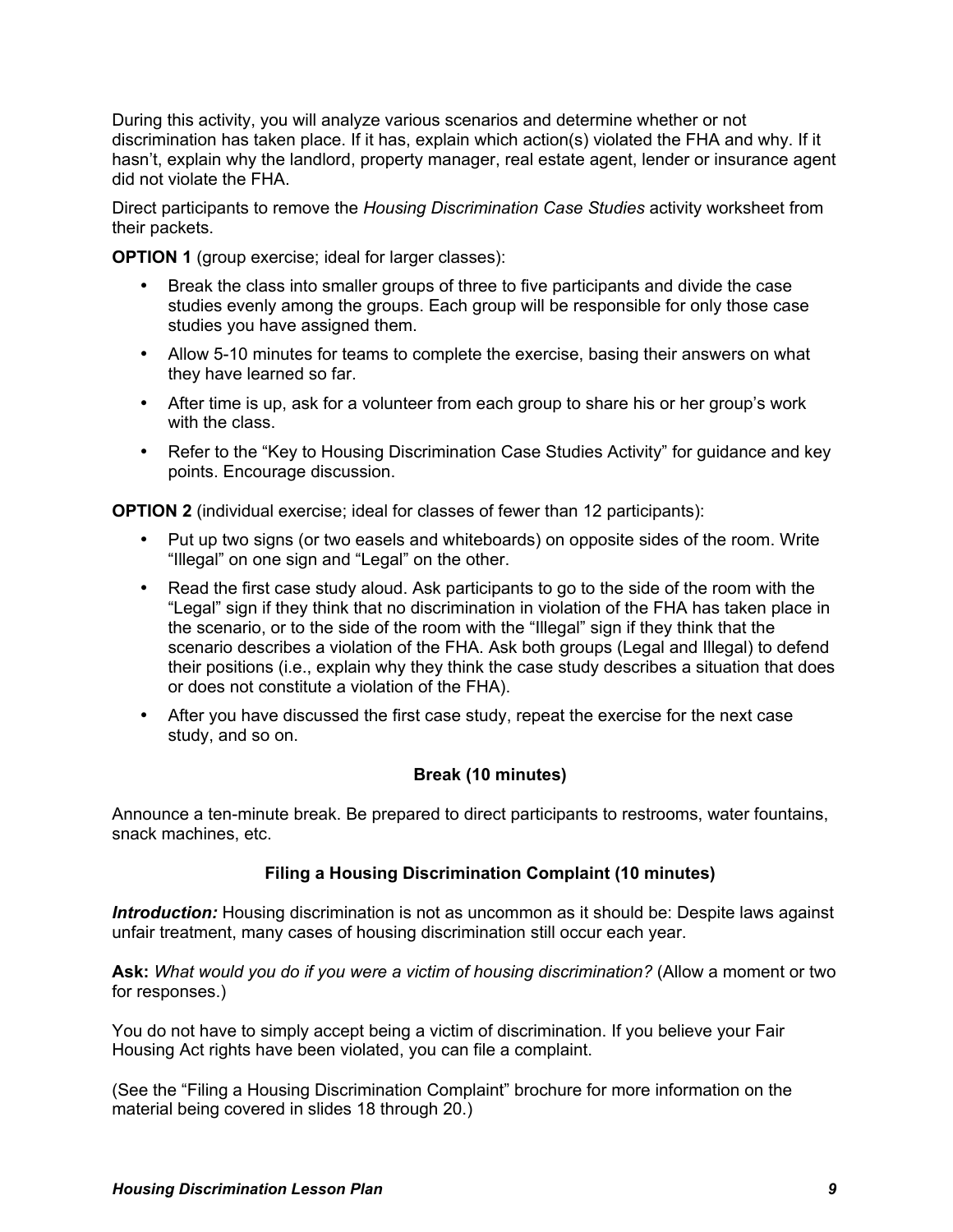During this activity, you will analyze various scenarios and determine whether or not discrimination has taken place. If it has, explain which action(s) violated the FHA and why. If it hasn't, explain why the landlord, property manager, real estate agent, lender or insurance agent did not violate the FHA.

Direct participants to remove the *Housing Discrimination Case Studies* activity worksheet from their packets.

**OPTION 1** (group exercise; ideal for larger classes):

- Break the class into smaller groups of three to five participants and divide the case studies evenly among the groups. Each group will be responsible for only those case studies you have assigned them.
- Allow 5-10 minutes for teams to complete the exercise, basing their answers on what they have learned so far.
- After time is up, ask for a volunteer from each group to share his or her group's work with the class.
- Refer to the "Key to Housing Discrimination Case Studies Activity" for guidance and key points. Encourage discussion.

**OPTION 2** (individual exercise; ideal for classes of fewer than 12 participants):

- Put up two signs (or two easels and whiteboards) on opposite sides of the room. Write "Illegal" on one sign and "Legal" on the other.
- Read the first case study aloud. Ask participants to go to the side of the room with the "Legal" sign if they think that no discrimination in violation of the FHA has taken place in the scenario, or to the side of the room with the "Illegal" sign if they think that the scenario describes a violation of the FHA. Ask both groups (Legal and Illegal) to defend their positions (i.e., explain why they think the case study describes a situation that does or does not constitute a violation of the FHA).
- After you have discussed the first case study, repeat the exercise for the next case study, and so on.

### Break (10 minutes)

Announce a ten-minute break. Be prepared to direct participants to restrooms, water fountains, snack machines, etc.

### Filing a Housing Discrimination Complaint (10 minutes)

***Introduction:*** Housing discrimination is not as uncommon as it should be: Despite laws against unfair treatment, many cases of housing discrimination still occur each year.

**Ask:** *What would you do if you were a victim of housing discrimination?* (Allow a moment or two for responses.)

You do not have to simply accept being a victim of discrimination. If you believe your Fair Housing Act rights have been violated, you can file a complaint.

(See the "Filing a Housing Discrimination Complaint" brochure for more information on the material being covered in slides 18 through 20.)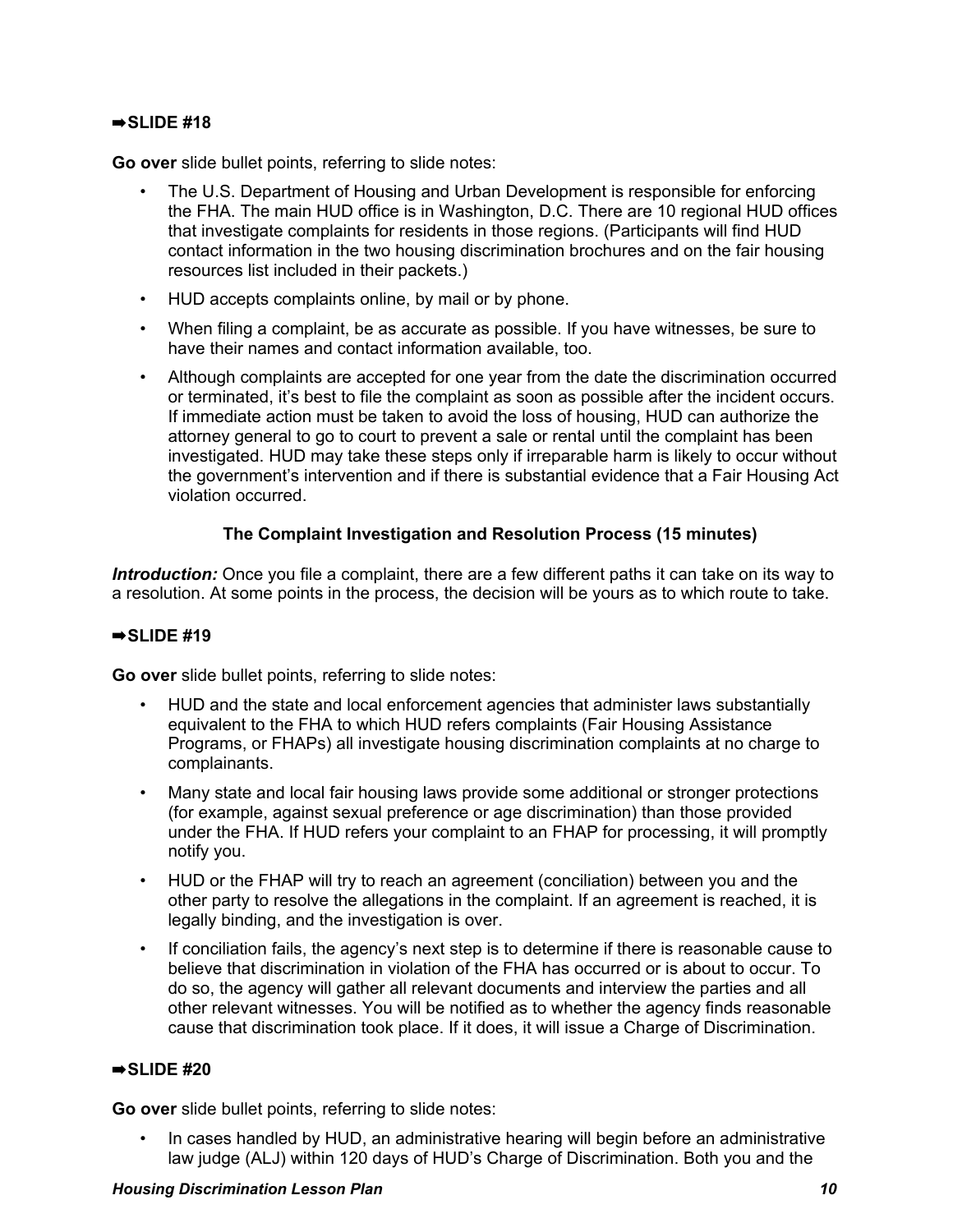**➡SLIDE #18**

**Go over** slide bullet points, referring to slide notes:

- The U.S. Department of Housing and Urban Development is responsible for enforcing the FHA. The main HUD office is in Washington, D.C. There are 10 regional HUD offices that investigate complaints for residents in those regions. (Participants will find HUD contact information in the two housing discrimination brochures and on the fair housing resources list included in their packets.)
- HUD accepts complaints online, by mail or by phone.
- When filing a complaint, be as accurate as possible. If you have witnesses, be sure to have their names and contact information available, too.
- Although complaints are accepted for one year from the date the discrimination occurred or terminated, it's best to file the complaint as soon as possible after the incident occurs. If immediate action must be taken to avoid the loss of housing, HUD can authorize the attorney general to go to court to prevent a sale or rental until the complaint has been investigated. HUD may take these steps only if irreparable harm is likely to occur without the government's intervention and if there is substantial evidence that a Fair Housing Act violation occurred.

**The Complaint Investigation and Resolution Process (15 minutes)**

***Introduction:*** Once you file a complaint, there are a few different paths it can take on its way to a resolution. At some points in the process, the decision will be yours as to which route to take.

**➡SLIDE #19**

**Go over** slide bullet points, referring to slide notes:

- HUD and the state and local enforcement agencies that administer laws substantially equivalent to the FHA to which HUD refers complaints (Fair Housing Assistance Programs, or FHAPs) all investigate housing discrimination complaints at no charge to complainants.
- Many state and local fair housing laws provide some additional or stronger protections (for example, against sexual preference or age discrimination) than those provided under the FHA. If HUD refers your complaint to an FHAP for processing, it will promptly notify you.
- HUD or the FHAP will try to reach an agreement (conciliation) between you and the other party to resolve the allegations in the complaint. If an agreement is reached, it is legally binding, and the investigation is over.
- If conciliation fails, the agency's next step is to determine if there is reasonable cause to believe that discrimination in violation of the FHA has occurred or is about to occur. To do so, the agency will gather all relevant documents and interview the parties and all other relevant witnesses. You will be notified as to whether the agency finds reasonable cause that discrimination took place. If it does, it will issue a Charge of Discrimination.

**➡SLIDE #20**

**Go over** slide bullet points, referring to slide notes:

- In cases handled by HUD, an administrative hearing will begin before an administrative law judge (ALJ) within 120 days of HUD's Charge of Discrimination. Both you and the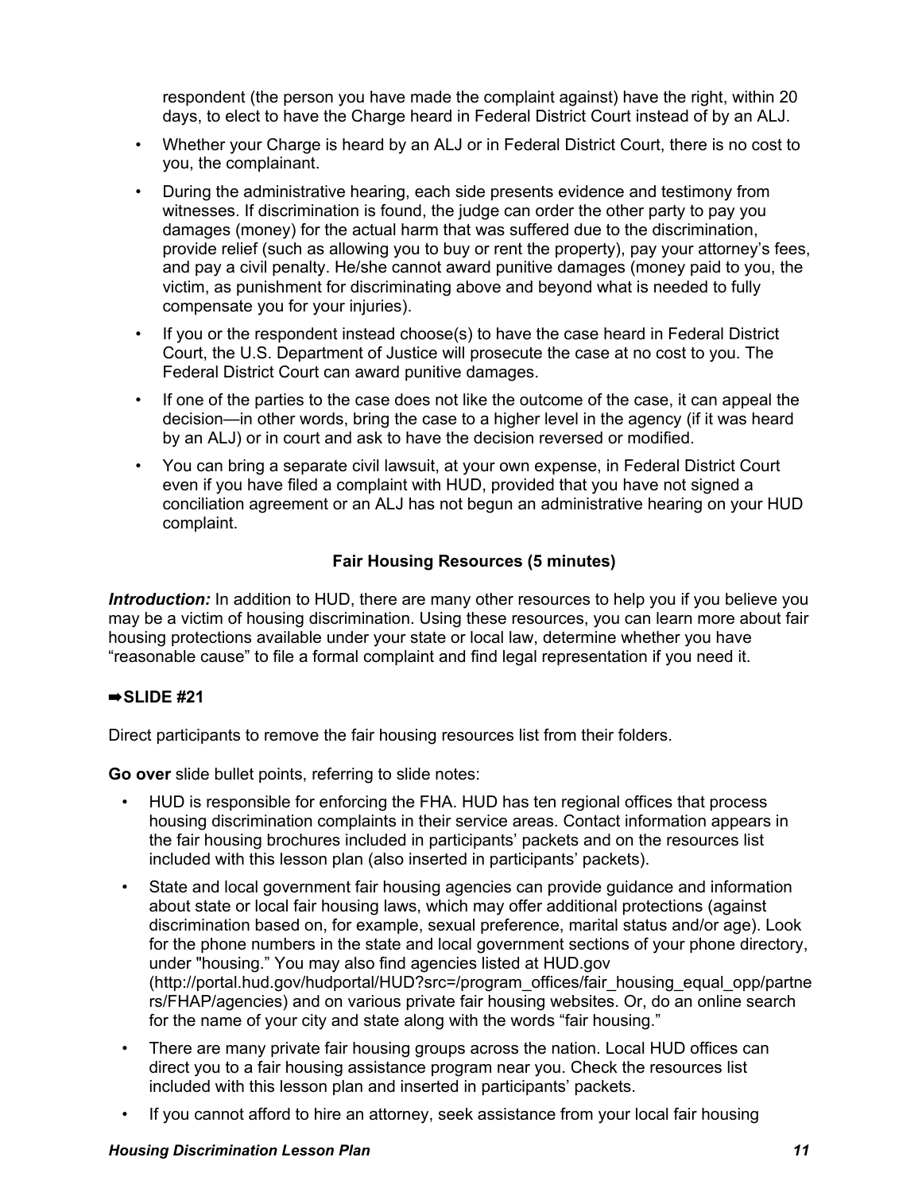respondent (the person you have made the complaint against) have the right, within 20 days, to elect to have the Charge heard in Federal District Court instead of by an ALJ.

- Whether your Charge is heard by an ALJ or in Federal District Court, there is no cost to you, the complainant.
- During the administrative hearing, each side presents evidence and testimony from witnesses. If discrimination is found, the judge can order the other party to pay you damages (money) for the actual harm that was suffered due to the discrimination, provide relief (such as allowing you to buy or rent the property), pay your attorney's fees, and pay a civil penalty. He/she cannot award punitive damages (money paid to you, the victim, as punishment for discriminating above and beyond what is needed to fully compensate you for your injuries).
- If you or the respondent instead choose(s) to have the case heard in Federal District Court, the U.S. Department of Justice will prosecute the case at no cost to you. The Federal District Court can award punitive damages.
- If one of the parties to the case does not like the outcome of the case, it can appeal the decision—in other words, bring the case to a higher level in the agency (if it was heard by an ALJ) or in court and ask to have the decision reversed or modified.
- You can bring a separate civil lawsuit, at your own expense, in Federal District Court even if you have filed a complaint with HUD, provided that you have not signed a conciliation agreement or an ALJ has not begun an administrative hearing on your HUD complaint.

**Fair Housing Resources (5 minutes)**

***Introduction:*** In addition to HUD, there are many other resources to help you if you believe you may be a victim of housing discrimination. Using these resources, you can learn more about fair housing protections available under your state or local law, determine whether you have "reasonable cause" to file a formal complaint and find legal representation if you need it.

**➡SLIDE #21**

Direct participants to remove the fair housing resources list from their folders.

**Go over** slide bullet points, referring to slide notes:

- HUD is responsible for enforcing the FHA. HUD has ten regional offices that process housing discrimination complaints in their service areas. Contact information appears in the fair housing brochures included in participants' packets and on the resources list included with this lesson plan (also inserted in participants' packets).
- State and local government fair housing agencies can provide guidance and information about state or local fair housing laws, which may offer additional protections (against discrimination based on, for example, sexual preference, marital status and/or age). Look for the phone numbers in the state and local government sections of your phone directory, under "housing." You may also find agencies listed at HUD.gov (http://portal.hud.gov/hudportal/HUD?src=/program_offices/fair_housing_equal_opp/partners/FHAP/agencies) and on various private fair housing websites. Or, do an online search for the name of your city and state along with the words "fair housing."
- There are many private fair housing groups across the nation. Local HUD offices can direct you to a fair housing assistance program near you. Check the resources list included with this lesson plan and inserted in participants' packets.
- If you cannot afford to hire an attorney, seek assistance from your local fair housing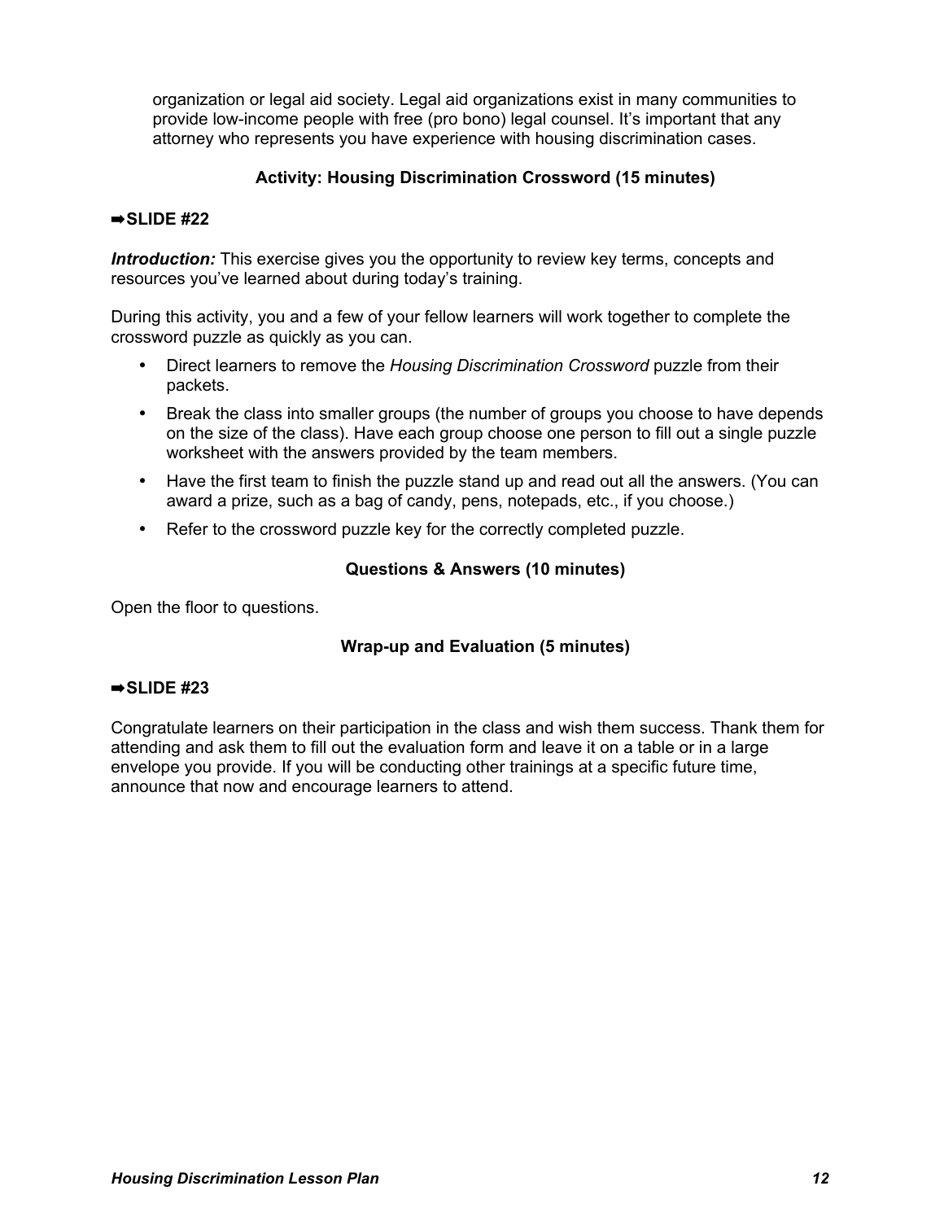organization or legal aid society. Legal aid organizations exist in many communities to provide low-income people with free (pro bono) legal counsel. It's important that any attorney who represents you have experience with housing discrimination cases.

### Activity: Housing Discrimination Crossword (15 minutes)

**➡SLIDE #22**

***Introduction:*** This exercise gives you the opportunity to review key terms, concepts and resources you've learned about during today's training.

During this activity, you and a few of your fellow learners will work together to complete the crossword puzzle as quickly as you can.

- Direct learners to remove the *Housing Discrimination Crossword* puzzle from their packets.
- Break the class into smaller groups (the number of groups you choose to have depends on the size of the class). Have each group choose one person to fill out a single puzzle worksheet with the answers provided by the team members.
- Have the first team to finish the puzzle stand up and read out all the answers. (You can award a prize, such as a bag of candy, pens, notepads, etc., if you choose.)
- Refer to the crossword puzzle key for the correctly completed puzzle.

### Questions & Answers (10 minutes)

Open the floor to questions.

### Wrap-up and Evaluation (5 minutes)

**➡SLIDE #23**

Congratulate learners on their participation in the class and wish them success. Thank them for attending and ask them to fill out the evaluation form and leave it on a table or in a large envelope you provide. If you will be conducting other trainings at a specific future time, announce that now and encourage learners to attend.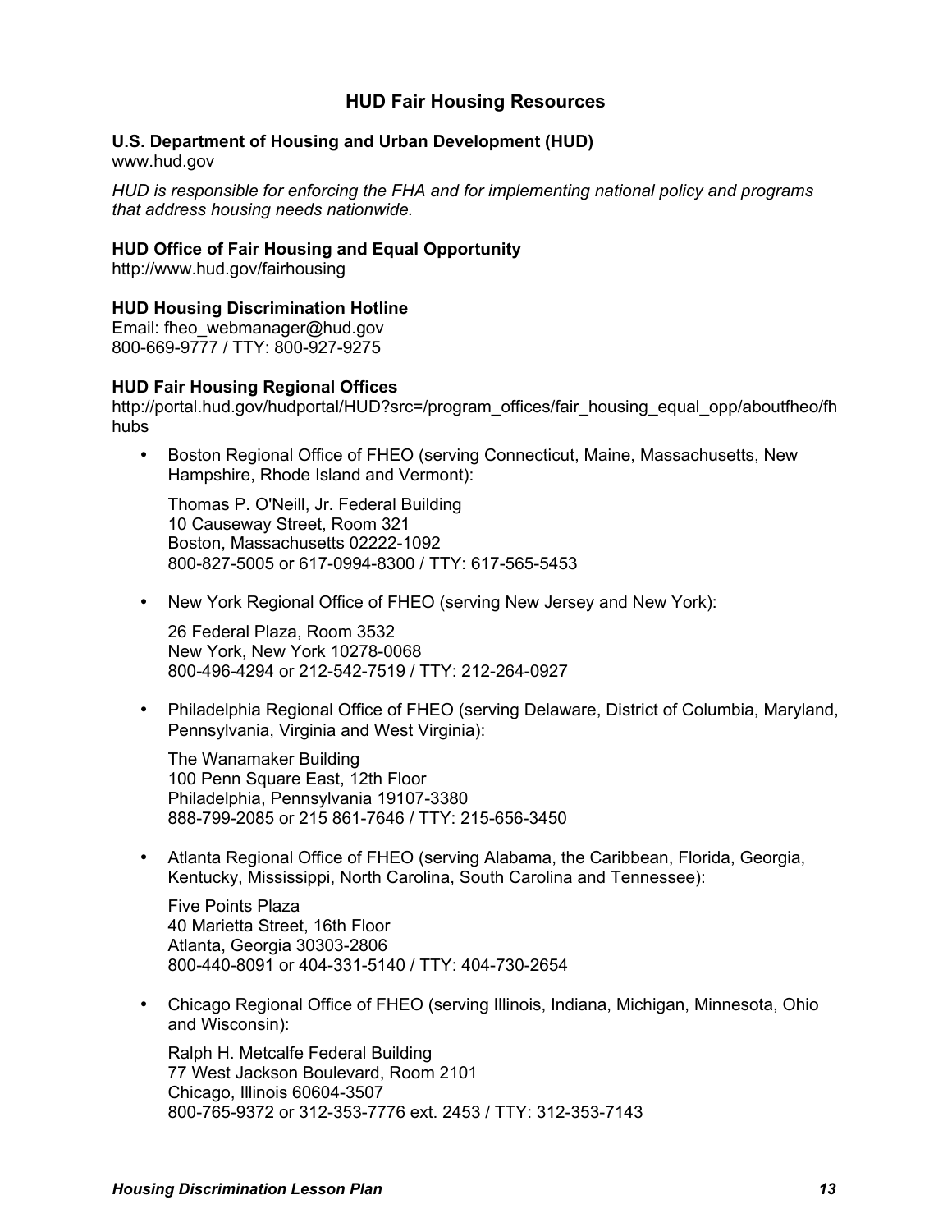## HUD Fair Housing Resources

**U.S. Department of Housing and Urban Development (HUD)**
www.hud.gov

*HUD is responsible for enforcing the FHA and for implementing national policy and programs that address housing needs nationwide.*

**HUD Office of Fair Housing and Equal Opportunity**
http://www.hud.gov/fairhousing

**HUD Housing Discrimination Hotline**
Email: fheo_webmanager@hud.gov
800-669-9777 / TTY: 800-927-9275

**HUD Fair Housing Regional Offices**
http://portal.hud.gov/hudportal/HUD?src=/program_offices/fair_housing_equal_opp/aboutfheo/fhhubs

- Boston Regional Office of FHEO (serving Connecticut, Maine, Massachusetts, New Hampshire, Rhode Island and Vermont):

  Thomas P. O'Neill, Jr. Federal Building
  10 Causeway Street, Room 321
  Boston, Massachusetts 02222-1092
  800-827-5005 or 617-0994-8300 / TTY: 617-565-5453

- New York Regional Office of FHEO (serving New Jersey and New York):

  26 Federal Plaza, Room 3532
  New York, New York 10278-0068
  800-496-4294 or 212-542-7519 / TTY: 212-264-0927

- Philadelphia Regional Office of FHEO (serving Delaware, District of Columbia, Maryland, Pennsylvania, Virginia and West Virginia):

  The Wanamaker Building
  100 Penn Square East, 12th Floor
  Philadelphia, Pennsylvania 19107-3380
  888-799-2085 or 215 861-7646 / TTY: 215-656-3450

- Atlanta Regional Office of FHEO (serving Alabama, the Caribbean, Florida, Georgia, Kentucky, Mississippi, North Carolina, South Carolina and Tennessee):

  Five Points Plaza
  40 Marietta Street, 16th Floor
  Atlanta, Georgia 30303-2806
  800-440-8091 or 404-331-5140 / TTY: 404-730-2654

- Chicago Regional Office of FHEO (serving Illinois, Indiana, Michigan, Minnesota, Ohio and Wisconsin):

  Ralph H. Metcalfe Federal Building
  77 West Jackson Boulevard, Room 2101
  Chicago, Illinois 60604-3507
  800-765-9372 or 312-353-7776 ext. 2453 / TTY: 312-353-7143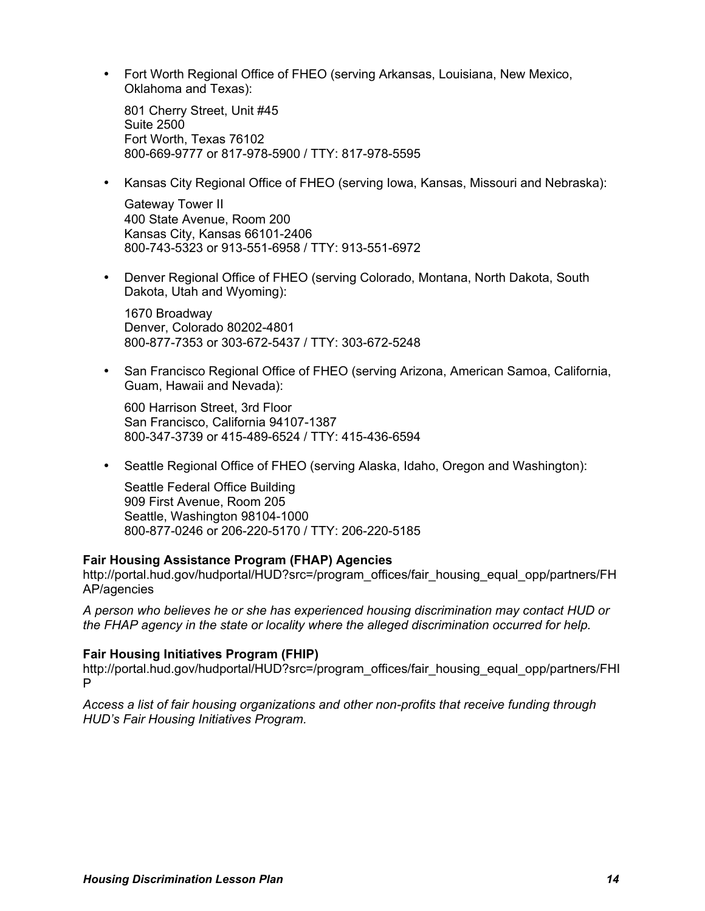- Fort Worth Regional Office of FHEO (serving Arkansas, Louisiana, New Mexico, Oklahoma and Texas):

  801 Cherry Street, Unit #45
  Suite 2500
  Fort Worth, Texas 76102
  800-669-9777 or 817-978-5900 / TTY: 817-978-5595

- Kansas City Regional Office of FHEO (serving Iowa, Kansas, Missouri and Nebraska):

  Gateway Tower II
  400 State Avenue, Room 200
  Kansas City, Kansas 66101-2406
  800-743-5323 or 913-551-6958 / TTY: 913-551-6972

- Denver Regional Office of FHEO (serving Colorado, Montana, North Dakota, South Dakota, Utah and Wyoming):

  1670 Broadway
  Denver, Colorado 80202-4801
  800-877-7353 or 303-672-5437 / TTY: 303-672-5248

- San Francisco Regional Office of FHEO (serving Arizona, American Samoa, California, Guam, Hawaii and Nevada):

  600 Harrison Street, 3rd Floor
  San Francisco, California 94107-1387
  800-347-3739 or 415-489-6524 / TTY: 415-436-6594

- Seattle Regional Office of FHEO (serving Alaska, Idaho, Oregon and Washington):

  Seattle Federal Office Building
  909 First Avenue, Room 205
  Seattle, Washington 98104-1000
  800-877-0246 or 206-220-5170 / TTY: 206-220-5185

**Fair Housing Assistance Program (FHAP) Agencies**
http://portal.hud.gov/hudportal/HUD?src=/program_offices/fair_housing_equal_opp/partners/FHAP/agencies

*A person who believes he or she has experienced housing discrimination may contact HUD or the FHAP agency in the state or locality where the alleged discrimination occurred for help.*

**Fair Housing Initiatives Program (FHIP)**
http://portal.hud.gov/hudportal/HUD?src=/program_offices/fair_housing_equal_opp/partners/FHIP

*Access a list of fair housing organizations and other non-profits that receive funding through HUD's Fair Housing Initiatives Program.*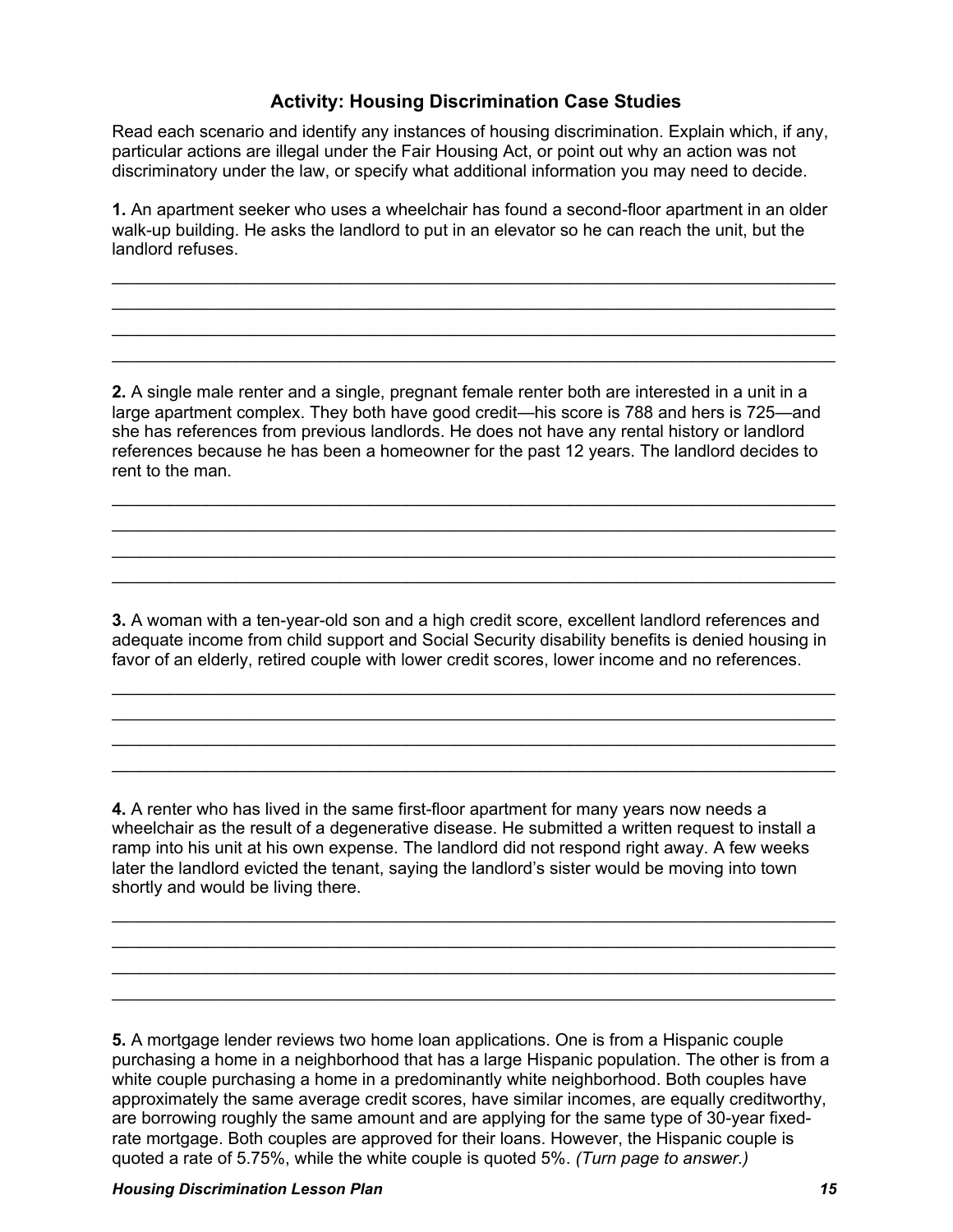### Activity: Housing Discrimination Case Studies

Read each scenario and identify any instances of housing discrimination. Explain which, if any, particular actions are illegal under the Fair Housing Act, or point out why an action was not discriminatory under the law, or specify what additional information you may need to decide.

**1.** An apartment seeker who uses a wheelchair has found a second-floor apartment in an older walk-up building. He asks the landlord to put in an elevator so he can reach the unit, but the landlord refuses.

______________________________________________________________________________

______________________________________________________________________________

______________________________________________________________________________

______________________________________________________________________________

**2.** A single male renter and a single, pregnant female renter both are interested in a unit in a large apartment complex. They both have good credit—his score is 788 and hers is 725—and she has references from previous landlords. He does not have any rental history or landlord references because he has been a homeowner for the past 12 years. The landlord decides to rent to the man.

______________________________________________________________________________

______________________________________________________________________________

______________________________________________________________________________

______________________________________________________________________________

**3.** A woman with a ten-year-old son and a high credit score, excellent landlord references and adequate income from child support and Social Security disability benefits is denied housing in favor of an elderly, retired couple with lower credit scores, lower income and no references.

______________________________________________________________________________

______________________________________________________________________________

______________________________________________________________________________

______________________________________________________________________________

**4.** A renter who has lived in the same first-floor apartment for many years now needs a wheelchair as the result of a degenerative disease. He submitted a written request to install a ramp into his unit at his own expense. The landlord did not respond right away. A few weeks later the landlord evicted the tenant, saying the landlord's sister would be moving into town shortly and would be living there.

______________________________________________________________________________

______________________________________________________________________________

______________________________________________________________________________

______________________________________________________________________________

**5.** A mortgage lender reviews two home loan applications. One is from a Hispanic couple purchasing a home in a neighborhood that has a large Hispanic population. The other is from a white couple purchasing a home in a predominantly white neighborhood. Both couples have approximately the same average credit scores, have similar incomes, are equally creditworthy, are borrowing roughly the same amount and are applying for the same type of 30-year fixed-rate mortgage. Both couples are approved for their loans. However, the Hispanic couple is quoted a rate of 5.75%, while the white couple is quoted 5%. *(Turn page to answer.)*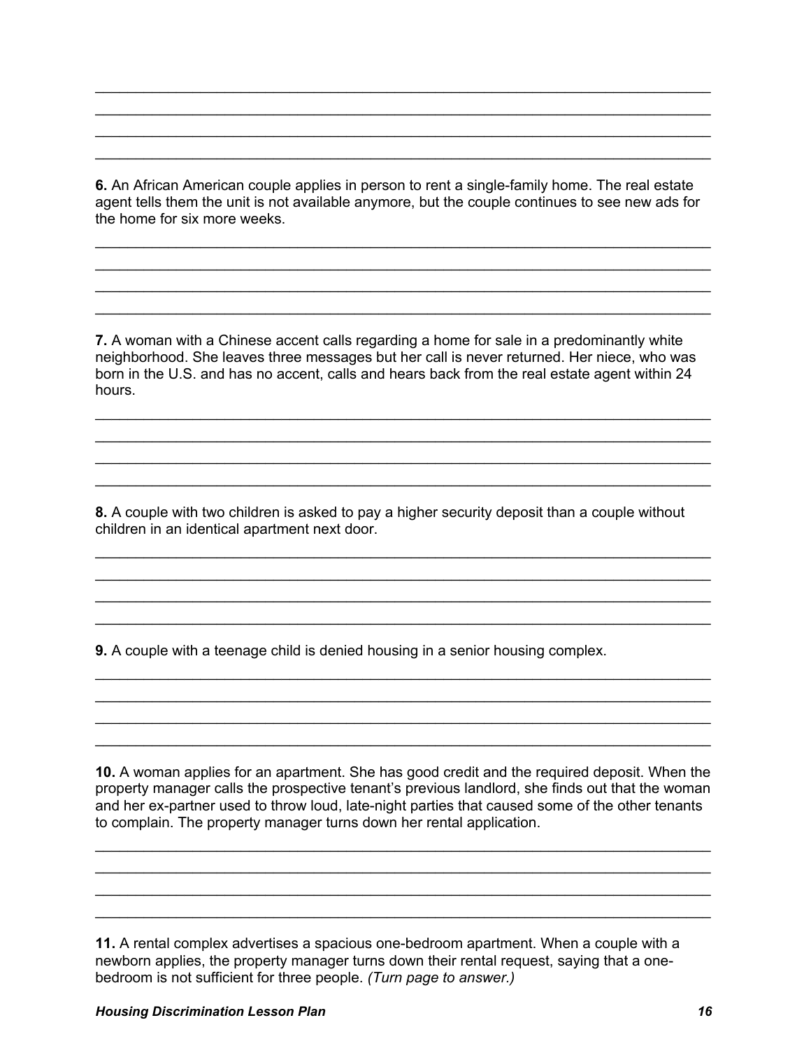**6.** An African American couple applies in person to rent a single-family home. The real estate agent tells them the unit is not available anymore, but the couple continues to see new ads for the home for six more weeks.

**7.** A woman with a Chinese accent calls regarding a home for sale in a predominantly white neighborhood. She leaves three messages but her call is never returned. Her niece, who was born in the U.S. and has no accent, calls and hears back from the real estate agent within 24 hours.

**8.** A couple with two children is asked to pay a higher security deposit than a couple without children in an identical apartment next door.

**9.** A couple with a teenage child is denied housing in a senior housing complex.

**10.** A woman applies for an apartment. She has good credit and the required deposit. When the property manager calls the prospective tenant's previous landlord, she finds out that the woman and her ex-partner used to throw loud, late-night parties that caused some of the other tenants to complain. The property manager turns down her rental application.

**11.** A rental complex advertises a spacious one-bedroom apartment. When a couple with a newborn applies, the property manager turns down their rental request, saying that a one-bedroom is not sufficient for three people. *(Turn page to answer.)*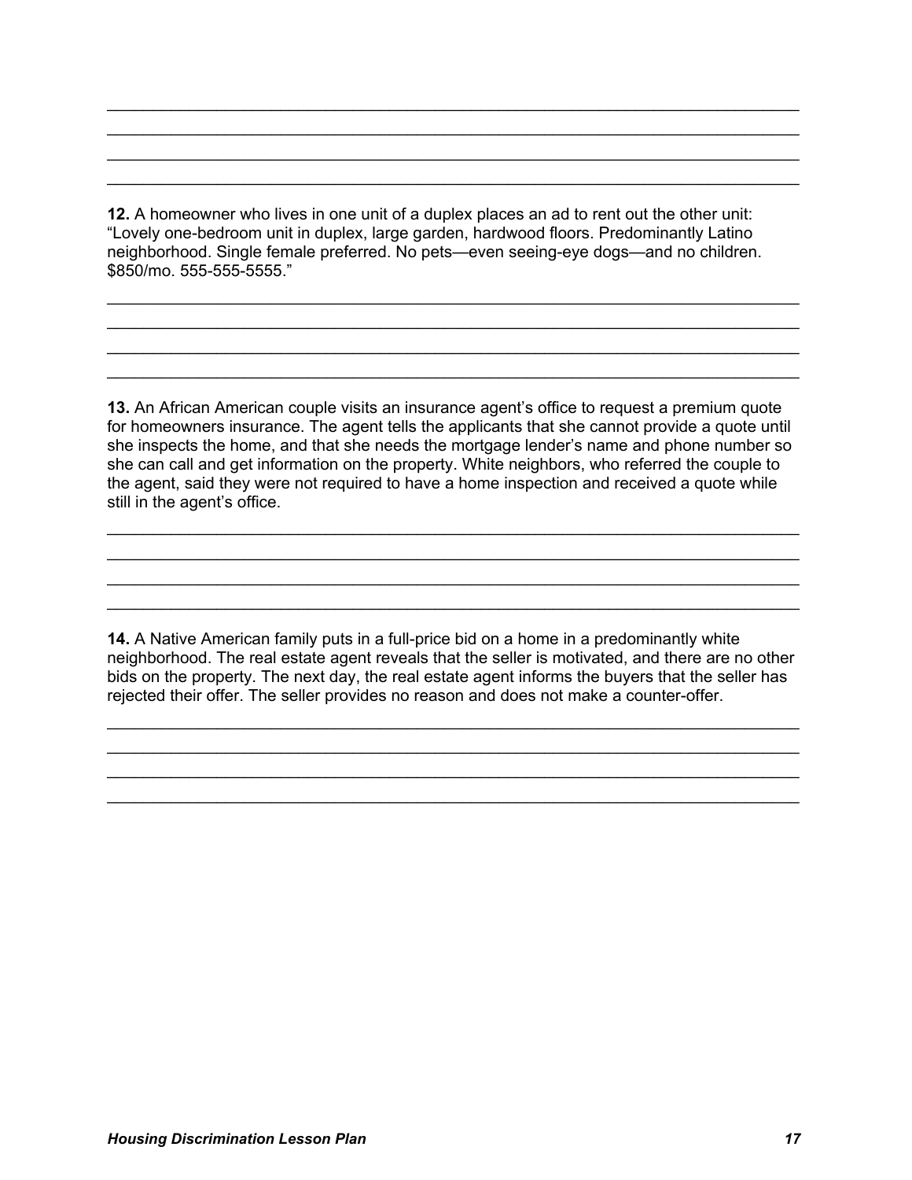**12.** A homeowner who lives in one unit of a duplex places an ad to rent out the other unit: “Lovely one-bedroom unit in duplex, large garden, hardwood floors. Predominantly Latino neighborhood. Single female preferred. No pets—even seeing-eye dogs—and no children. $850/mo. 555-555-5555.”

**13.** An African American couple visits an insurance agent’s office to request a premium quote for homeowners insurance. The agent tells the applicants that she cannot provide a quote until she inspects the home, and that she needs the mortgage lender’s name and phone number so she can call and get information on the property. White neighbors, who referred the couple to the agent, said they were not required to have a home inspection and received a quote while still in the agent’s office.

**14.** A Native American family puts in a full-price bid on a home in a predominantly white neighborhood. The real estate agent reveals that the seller is motivated, and there are no other bids on the property. The next day, the real estate agent informs the buyers that the seller has rejected their offer. The seller provides no reason and does not make a counter-offer.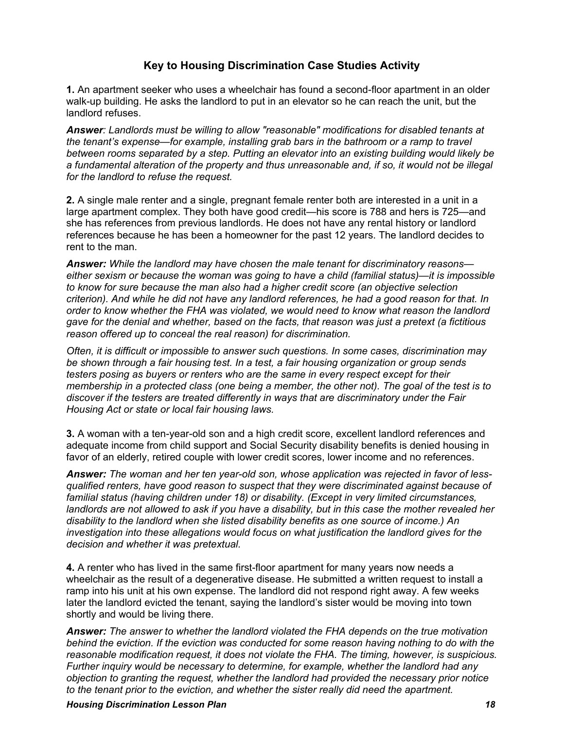## Key to Housing Discrimination Case Studies Activity

**1.** An apartment seeker who uses a wheelchair has found a second-floor apartment in an older walk-up building. He asks the landlord to put in an elevator so he can reach the unit, but the landlord refuses.

***Answer***: *Landlords must be willing to allow "reasonable" modifications for disabled tenants at the tenant's expense—for example, installing grab bars in the bathroom or a ramp to travel between rooms separated by a step. Putting an elevator into an existing building would likely be a fundamental alteration of the property and thus unreasonable and, if so, it would not be illegal for the landlord to refuse the request.*

**2.** A single male renter and a single, pregnant female renter both are interested in a unit in a large apartment complex. They both have good credit—his score is 788 and hers is 725—and she has references from previous landlords. He does not have any rental history or landlord references because he has been a homeowner for the past 12 years. The landlord decides to rent to the man.

***Answer:*** *While the landlord may have chosen the male tenant for discriminatory reasons—either sexism or because the woman was going to have a child (familial status)—it is impossible to know for sure because the man also had a higher credit score (an objective selection criterion). And while he did not have any landlord references, he had a good reason for that. In order to know whether the FHA was violated, we would need to know what reason the landlord gave for the denial and whether, based on the facts, that reason was just a pretext (a fictitious reason offered up to conceal the real reason) for discrimination.*

*Often, it is difficult or impossible to answer such questions. In some cases, discrimination may be shown through a fair housing test. In a test, a fair housing organization or group sends testers posing as buyers or renters who are the same in every respect except for their membership in a protected class (one being a member, the other not). The goal of the test is to discover if the testers are treated differently in ways that are discriminatory under the Fair Housing Act or state or local fair housing laws.*

**3.** A woman with a ten-year-old son and a high credit score, excellent landlord references and adequate income from child support and Social Security disability benefits is denied housing in favor of an elderly, retired couple with lower credit scores, lower income and no references.

***Answer:*** *The woman and her ten year-old son, whose application was rejected in favor of less-qualified renters, have good reason to suspect that they were discriminated against because of familial status (having children under 18) or disability. (Except in very limited circumstances, landlords are not allowed to ask if you have a disability, but in this case the mother revealed her disability to the landlord when she listed disability benefits as one source of income.) An investigation into these allegations would focus on what justification the landlord gives for the decision and whether it was pretextual.*

**4.** A renter who has lived in the same first-floor apartment for many years now needs a wheelchair as the result of a degenerative disease. He submitted a written request to install a ramp into his unit at his own expense. The landlord did not respond right away. A few weeks later the landlord evicted the tenant, saying the landlord's sister would be moving into town shortly and would be living there.

***Answer:*** *The answer to whether the landlord violated the FHA depends on the true motivation behind the eviction. If the eviction was conducted for some reason having nothing to do with the reasonable modification request, it does not violate the FHA. The timing, however, is suspicious. Further inquiry would be necessary to determine, for example, whether the landlord had any objection to granting the request, whether the landlord had provided the necessary prior notice to the tenant prior to the eviction, and whether the sister really did need the apartment.*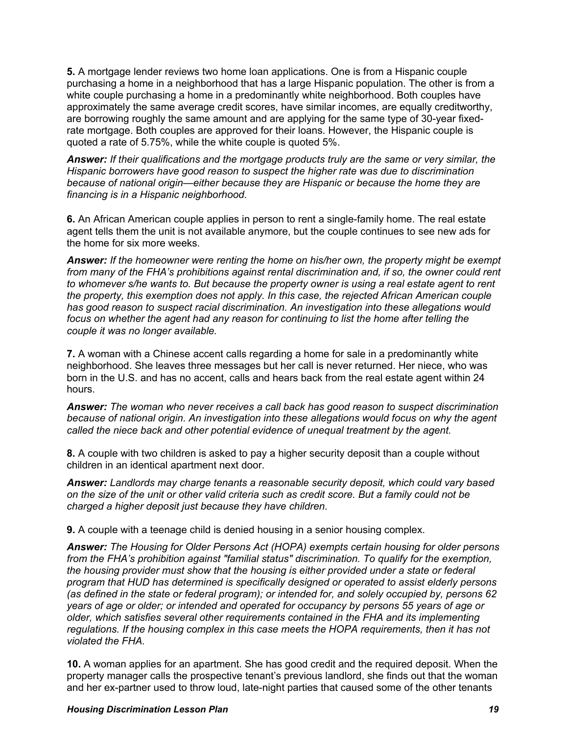**5.** A mortgage lender reviews two home loan applications. One is from a Hispanic couple purchasing a home in a neighborhood that has a large Hispanic population. The other is from a white couple purchasing a home in a predominantly white neighborhood. Both couples have approximately the same average credit scores, have similar incomes, are equally creditworthy, are borrowing roughly the same amount and are applying for the same type of 30-year fixed-rate mortgage. Both couples are approved for their loans. However, the Hispanic couple is quoted a rate of 5.75%, while the white couple is quoted 5%.

***Answer:*** *If their qualifications and the mortgage products truly are the same or very similar, the Hispanic borrowers have good reason to suspect the higher rate was due to discrimination because of national origin—either because they are Hispanic or because the home they are financing is in a Hispanic neighborhood.*

**6.** An African American couple applies in person to rent a single-family home. The real estate agent tells them the unit is not available anymore, but the couple continues to see new ads for the home for six more weeks.

***Answer:*** *If the homeowner were renting the home on his/her own, the property might be exempt from many of the FHA's prohibitions against rental discrimination and, if so, the owner could rent to whomever s/he wants to. But because the property owner is using a real estate agent to rent the property, this exemption does not apply. In this case, the rejected African American couple has good reason to suspect racial discrimination. An investigation into these allegations would focus on whether the agent had any reason for continuing to list the home after telling the couple it was no longer available.*

**7.** A woman with a Chinese accent calls regarding a home for sale in a predominantly white neighborhood. She leaves three messages but her call is never returned. Her niece, who was born in the U.S. and has no accent, calls and hears back from the real estate agent within 24 hours.

***Answer:*** *The woman who never receives a call back has good reason to suspect discrimination because of national origin. An investigation into these allegations would focus on why the agent called the niece back and other potential evidence of unequal treatment by the agent.*

**8.** A couple with two children is asked to pay a higher security deposit than a couple without children in an identical apartment next door.

***Answer:*** *Landlords may charge tenants a reasonable security deposit, which could vary based on the size of the unit or other valid criteria such as credit score. But a family could not be charged a higher deposit just because they have children.*

**9.** A couple with a teenage child is denied housing in a senior housing complex.

***Answer:*** *The Housing for Older Persons Act (HOPA) exempts certain housing for older persons from the FHA's prohibition against "familial status" discrimination. To qualify for the exemption, the housing provider must show that the housing is either provided under a state or federal program that HUD has determined is specifically designed or operated to assist elderly persons (as defined in the state or federal program); or intended for, and solely occupied by, persons 62 years of age or older; or intended and operated for occupancy by persons 55 years of age or older, which satisfies several other requirements contained in the FHA and its implementing regulations. If the housing complex in this case meets the HOPA requirements, then it has not violated the FHA.*

**10.** A woman applies for an apartment. She has good credit and the required deposit. When the property manager calls the prospective tenant's previous landlord, she finds out that the woman and her ex-partner used to throw loud, late-night parties that caused some of the other tenants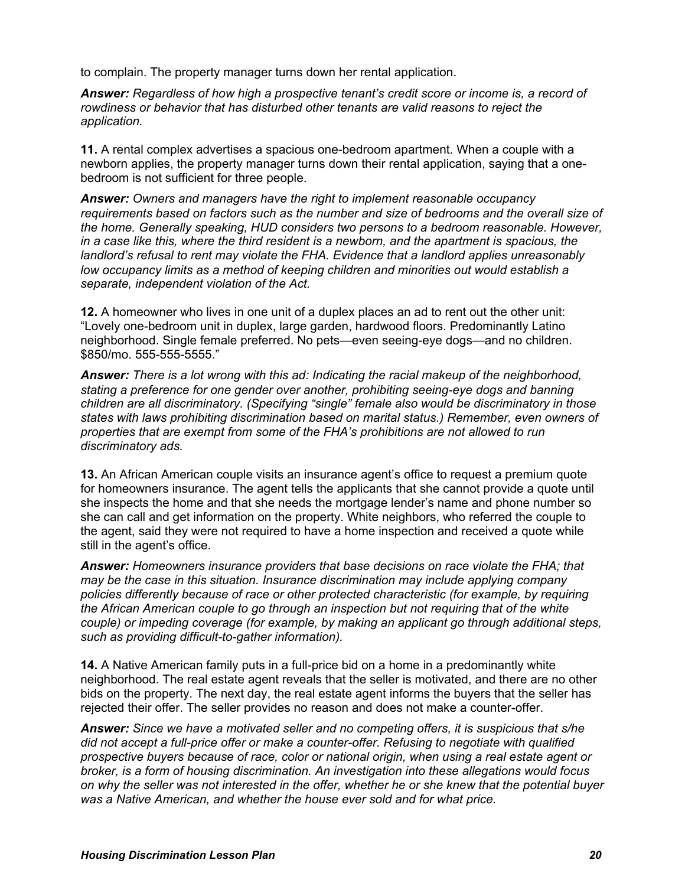to complain. The property manager turns down her rental application.

***Answer:*** *Regardless of how high a prospective tenant's credit score or income is, a record of rowdiness or behavior that has disturbed other tenants are valid reasons to reject the application.*

**11.** A rental complex advertises a spacious one-bedroom apartment. When a couple with a newborn applies, the property manager turns down their rental application, saying that a one-bedroom is not sufficient for three people.

***Answer:*** *Owners and managers have the right to implement reasonable occupancy requirements based on factors such as the number and size of bedrooms and the overall size of the home. Generally speaking, HUD considers two persons to a bedroom reasonable. However, in a case like this, where the third resident is a newborn, and the apartment is spacious, the landlord's refusal to rent may violate the FHA. Evidence that a landlord applies unreasonably low occupancy limits as a method of keeping children and minorities out would establish a separate, independent violation of the Act.*

**12.** A homeowner who lives in one unit of a duplex places an ad to rent out the other unit: "Lovely one-bedroom unit in duplex, large garden, hardwood floors. Predominantly Latino neighborhood. Single female preferred. No pets—even seeing-eye dogs—and no children. $850/mo. 555-555-5555."

***Answer:*** *There is a lot wrong with this ad: Indicating the racial makeup of the neighborhood, stating a preference for one gender over another, prohibiting seeing-eye dogs and banning children are all discriminatory. (Specifying "single" female also would be discriminatory in those states with laws prohibiting discrimination based on marital status.) Remember, even owners of properties that are exempt from some of the FHA's prohibitions are not allowed to run discriminatory ads.*

**13.** An African American couple visits an insurance agent's office to request a premium quote for homeowners insurance. The agent tells the applicants that she cannot provide a quote until she inspects the home and that she needs the mortgage lender's name and phone number so she can call and get information on the property. White neighbors, who referred the couple to the agent, said they were not required to have a home inspection and received a quote while still in the agent's office.

***Answer:*** *Homeowners insurance providers that base decisions on race violate the FHA; that may be the case in this situation. Insurance discrimination may include applying company policies differently because of race or other protected characteristic (for example, by requiring the African American couple to go through an inspection but not requiring that of the white couple) or impeding coverage (for example, by making an applicant go through additional steps, such as providing difficult-to-gather information).*

**14.** A Native American family puts in a full-price bid on a home in a predominantly white neighborhood. The real estate agent reveals that the seller is motivated, and there are no other bids on the property. The next day, the real estate agent informs the buyers that the seller has rejected their offer. The seller provides no reason and does not make a counter-offer.

***Answer:*** *Since we have a motivated seller and no competing offers, it is suspicious that s/he did not accept a full-price offer or make a counter-offer. Refusing to negotiate with qualified prospective buyers because of race, color or national origin, when using a real estate agent or broker, is a form of housing discrimination. An investigation into these allegations would focus on why the seller was not interested in the offer, whether he or she knew that the potential buyer was a Native American, and whether the house ever sold and for what price.*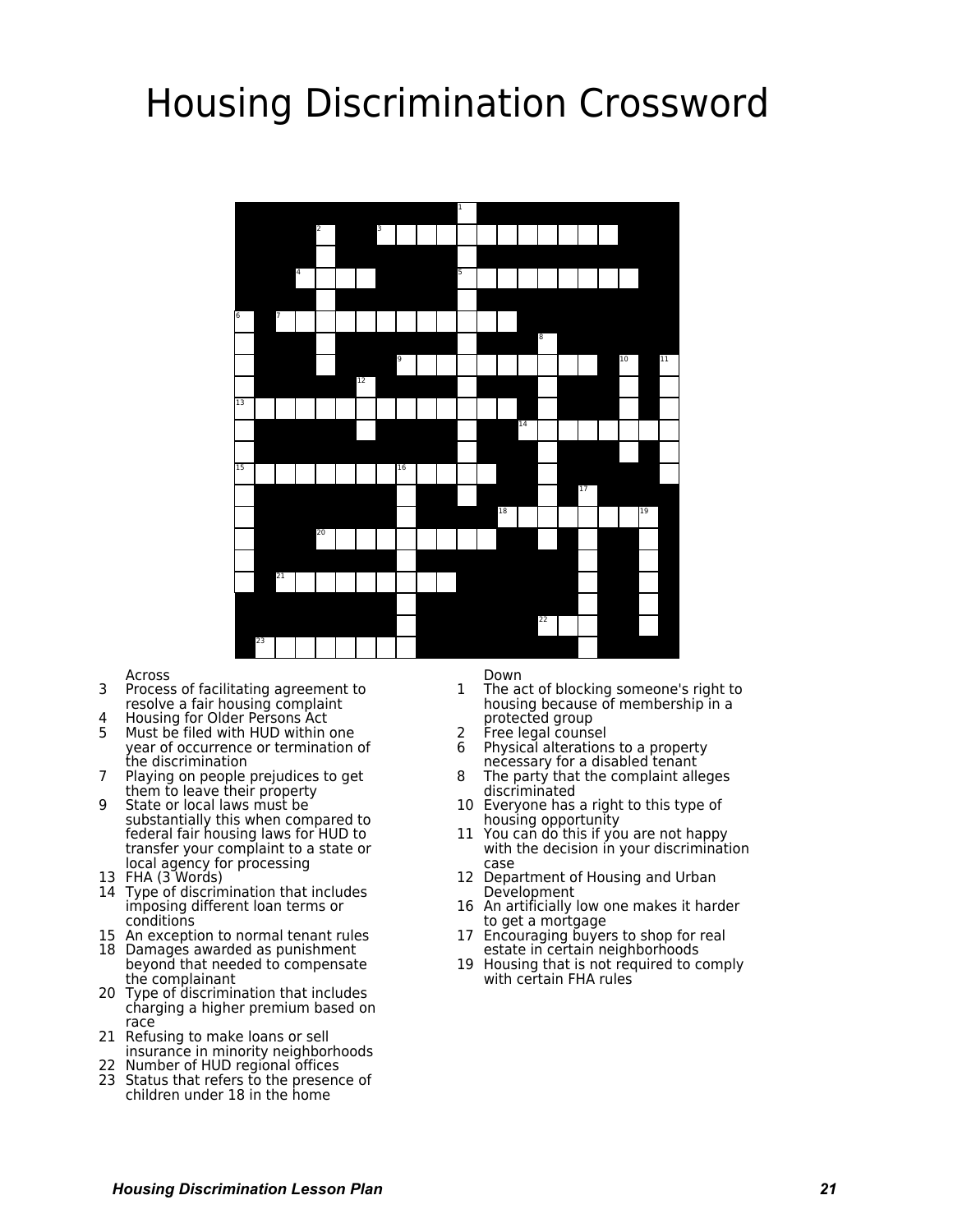# Housing Discrimination Crossword

**Across**

3. Process of facilitating agreement to resolve a fair housing complaint
4. Housing for Older Persons Act
5. Must be filed with HUD within one year of occurrence or termination of the discrimination
7. Playing on people prejudices to get them to leave their property
9. State or local laws must be substantially this when compared to federal fair housing laws for HUD to transfer your complaint to a state or local agency for processing
13. FHA (3 Words)
14. Type of discrimination that includes imposing different loan terms or conditions
15. An exception to normal tenant rules
18. Damages awarded as punishment beyond that needed to compensate the complainant
20. Type of discrimination that includes charging a higher premium based on race
21. Refusing to make loans or sell insurance in minority neighborhoods
22. Number of HUD regional offices
23. Status that refers to the presence of children under 18 in the home

**Down**

1. The act of blocking someone's right to housing because of membership in a protected group
2. Free legal counsel
6. Physical alterations to a property necessary for a disabled tenant
8. The party that the complaint alleges discriminated
10. Everyone has a right to this type of housing opportunity
11. You can do this if you are not happy with the decision in your discrimination case
12. Department of Housing and Urban Development
16. An artificially low one makes it harder to get a mortgage
17. Encouraging buyers to shop for real estate in certain neighborhoods
19. Housing that is not required to comply with certain FHA rules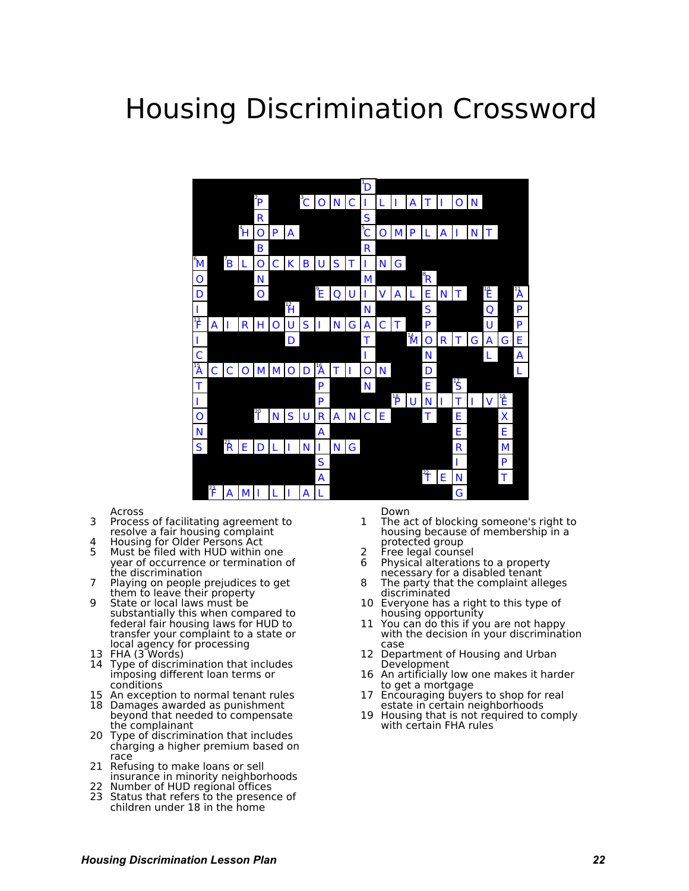# Housing Discrimination Crossword

**Across**

3. Process of facilitating agreement to resolve a fair housing complaint
4. Housing for Older Persons Act
5. Must be filed with HUD within one year of occurrence or termination of the discrimination
7. Playing on people prejudices to get them to leave their property
9. State or local laws must be substantially this when compared to federal fair housing laws for HUD to transfer your complaint to a state or local agency for processing
13. FHA (3 Words)
14. Type of discrimination that includes imposing different loan terms or conditions
15. An exception to normal tenant rules
18. Damages awarded as punishment beyond that needed to compensate the complainant
20. Type of discrimination that includes charging a higher premium based on race
21. Refusing to make loans or sell insurance in minority neighborhoods
22. Number of HUD regional offices
23. Status that refers to the presence of children under 18 in the home

**Down**

1. The act of blocking someone's right to housing because of membership in a protected group
2. Free legal counsel
6. Physical alterations to a property necessary for a disabled tenant
8. The party that the complaint alleges discriminated
10. Everyone has a right to this type of housing opportunity
11. You can do this if you are not happy with the decision in your discrimination case
12. Department of Housing and Urban Development
16. An artificially low one makes it harder to get a mortgage
17. Encouraging buyers to shop for real estate in certain neighborhoods
19. Housing that is not required to comply with certain FHA rules

**Answers**

Across: 3. CONCILIATION; 4. HOPA; 5. COMPLAINT; 7. BLOCKBUSTING; 9. EQUIVALENT; 13. FAIRHOUSINGACT; 14. MORTGAGE; 15. ACCOMMODATION; 18. PUNITIVE; 20. INSURANCE; 21. REDLINING; 22. TEN; 23. FAMILIAL

Down: 1. DISCRIMINATION; 2. PROBONO; 6. MODIFICATIONS; 8. RESPONDENT; 10. EQUAL; 11. APPEAL; 12. HUD; 16. APPRAISAL; 17. STEERING; 19. EXEMPT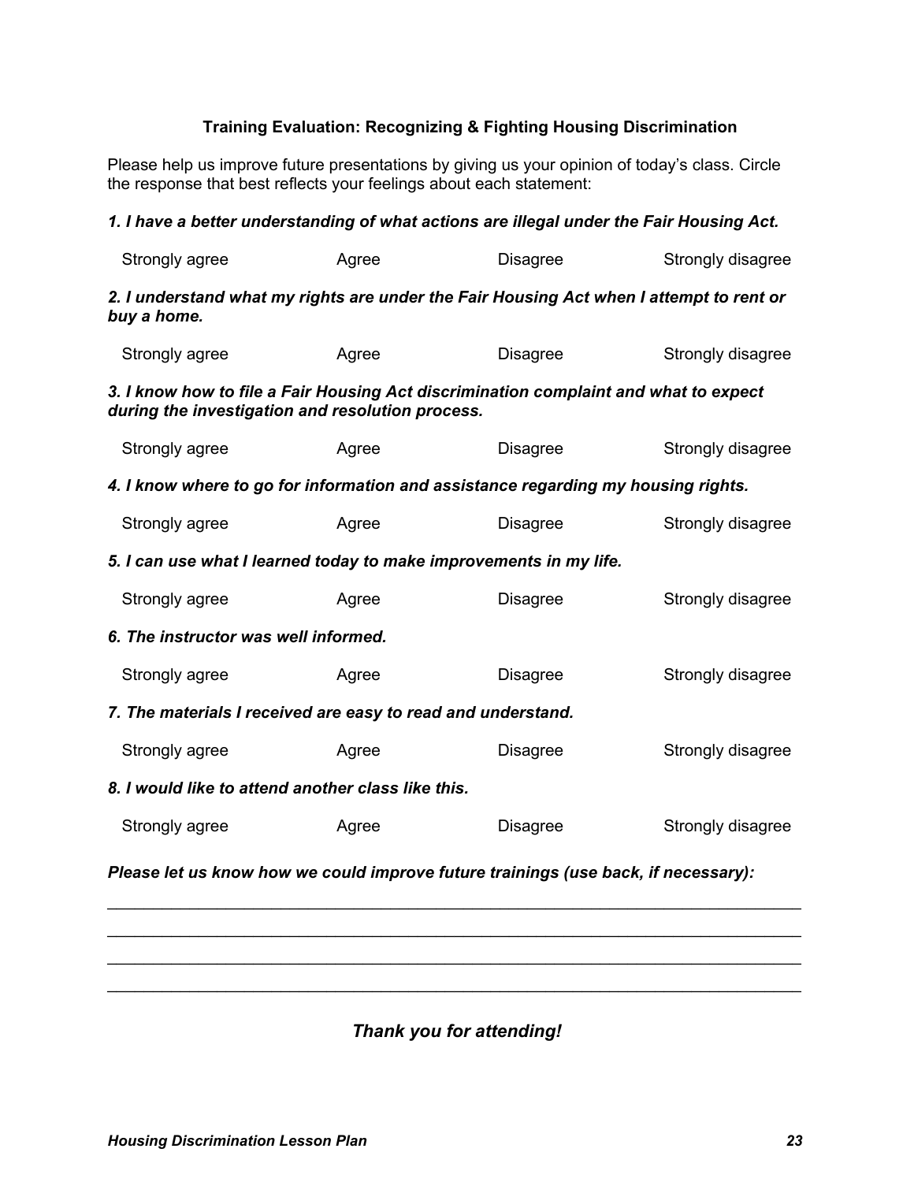**Training Evaluation: Recognizing & Fighting Housing Discrimination**

Please help us improve future presentations by giving us your opinion of today's class. Circle the response that best reflects your feelings about each statement:

***1. I have a better understanding of what actions are illegal under the Fair Housing Act.***

Strongly agree        Agree        Disagree        Strongly disagree

***2. I understand what my rights are under the Fair Housing Act when I attempt to rent or buy a home.***

Strongly agree        Agree        Disagree        Strongly disagree

***3. I know how to file a Fair Housing Act discrimination complaint and what to expect during the investigation and resolution process.***

Strongly agree        Agree        Disagree        Strongly disagree

***4. I know where to go for information and assistance regarding my housing rights.***

Strongly agree        Agree        Disagree        Strongly disagree

***5. I can use what I learned today to make improvements in my life.***

Strongly agree        Agree        Disagree        Strongly disagree

***6. The instructor was well informed.***

Strongly agree        Agree        Disagree        Strongly disagree

***7. The materials I received are easy to read and understand.***

Strongly agree        Agree        Disagree        Strongly disagree

***8. I would like to attend another class like this.***

Strongly agree        Agree        Disagree        Strongly disagree

***Please let us know how we could improve future trainings (use back, if necessary):***

\_\_\_\_\_\_\_\_\_\_\_\_\_\_\_\_\_\_\_\_\_\_\_\_\_\_\_\_\_\_\_\_\_\_\_\_\_\_\_\_\_\_\_\_\_\_\_\_\_\_\_\_\_\_\_\_\_\_\_\_\_\_\_\_\_\_\_\_\_\_\_\_

\_\_\_\_\_\_\_\_\_\_\_\_\_\_\_\_\_\_\_\_\_\_\_\_\_\_\_\_\_\_\_\_\_\_\_\_\_\_\_\_\_\_\_\_\_\_\_\_\_\_\_\_\_\_\_\_\_\_\_\_\_\_\_\_\_\_\_\_\_\_\_\_

\_\_\_\_\_\_\_\_\_\_\_\_\_\_\_\_\_\_\_\_\_\_\_\_\_\_\_\_\_\_\_\_\_\_\_\_\_\_\_\_\_\_\_\_\_\_\_\_\_\_\_\_\_\_\_\_\_\_\_\_\_\_\_\_\_\_\_\_\_\_\_\_

\_\_\_\_\_\_\_\_\_\_\_\_\_\_\_\_\_\_\_\_\_\_\_\_\_\_\_\_\_\_\_\_\_\_\_\_\_\_\_\_\_\_\_\_\_\_\_\_\_\_\_\_\_\_\_\_\_\_\_\_\_\_\_\_\_\_\_\_\_\_\_\_

***Thank you for attending!***